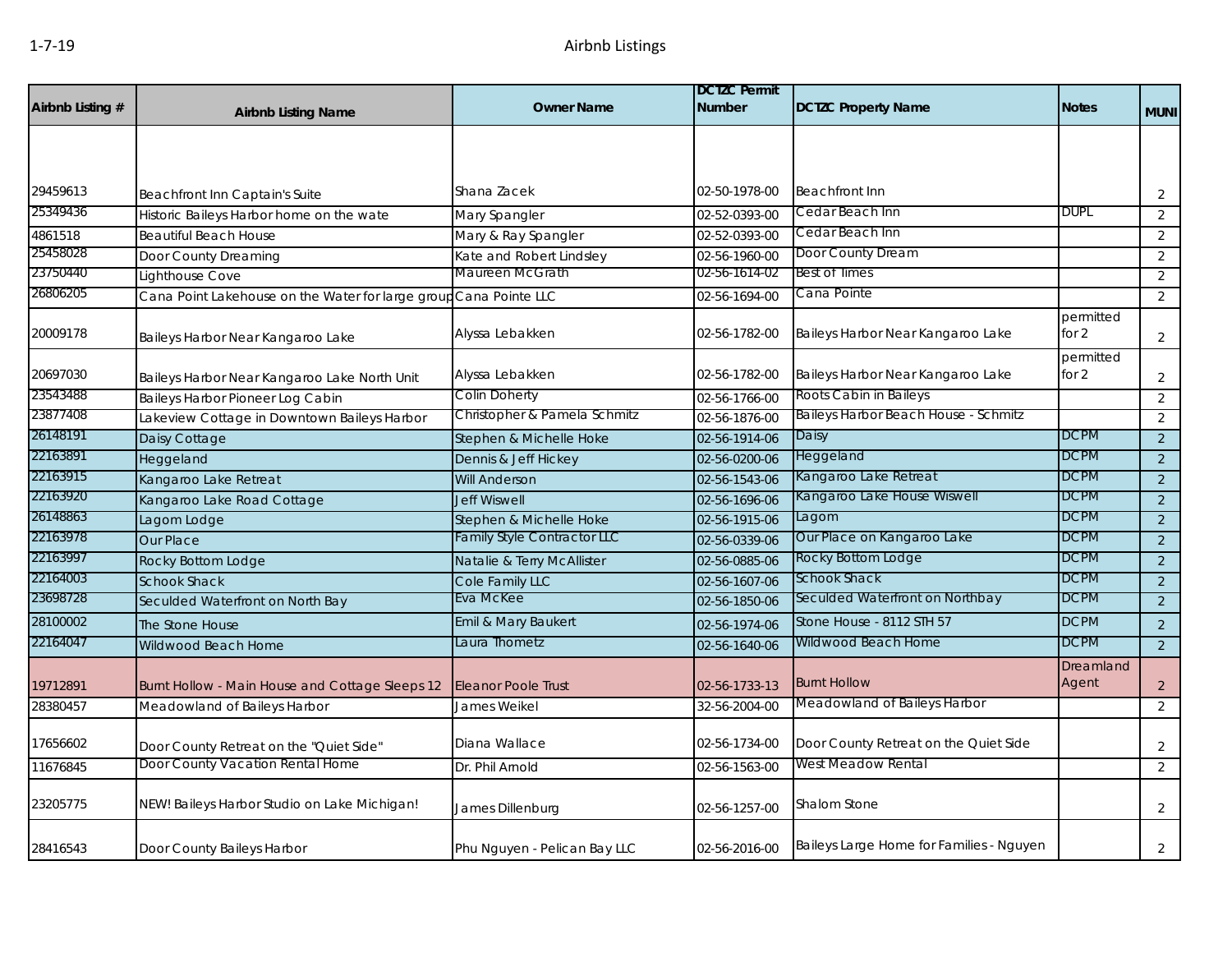# Airbnb Listings

| Airbnb Listing # | Airbnb Listing Name | Owner Name | DCTZC Permit Number | DCTZC Property Name | Notes | MUNI |
|---|---|---|---|---|---|---|
| 29459613 | Beachfront Inn Captain's Suite | Shana Zacek | 02-50-1978-00 | Beachfront Inn | | 2 |
| 25349436 | Historic Baileys Harbor home on the wate | Mary Spangler | 02-52-0393-00 | Cedar Beach Inn | DUPL | 2 |
| 4861518 | Beautiful Beach House | Mary & Ray Spangler | 02-52-0393-00 | Cedar Beach Inn | | 2 |
| 25458028 | Door County Dreaming | Kate and Robert Lindsley | 02-56-1960-00 | Door County Dream | | 2 |
| 23750440 | Lighthouse Cove | Maureen McGrath | 02-56-1614-02 | Best of Times | | 2 |
| 26806205 | Cana Point Lakehouse on the Water for large group | Cana Pointe LLC | 02-56-1694-00 | Cana Pointe | | 2 |
| 20009178 | Baileys Harbor Near Kangaroo Lake | Alyssa Lebakken | 02-56-1782-00 | Baileys Harbor Near Kangaroo Lake | permitted for 2 | 2 |
| 20697030 | Baileys Harbor Near Kangaroo Lake North Unit | Alyssa Lebakken | 02-56-1782-00 | Baileys Harbor Near Kangaroo Lake | permitted for 2 | 2 |
| 23543488 | Baileys Harbor Pioneer Log Cabin | Colin Doherty | 02-56-1766-00 | Roots Cabin in Baileys | | 2 |
| 23877408 | Lakeview Cottage in Downtown Baileys Harbor | Christopher & Pamela Schmitz | 02-56-1876-00 | Baileys Harbor Beach House - Schmitz | | 2 |
| 26148191 | Daisy Cottage | Stephen & Michelle Hoke | 02-56-1914-06 | Daisy | DCPM | 2 |
| 22163891 | Heggeland | Dennis & Jeff Hickey | 02-56-0200-06 | Heggeland | DCPM | 2 |
| 22163915 | Kangaroo Lake Retreat | Will Anderson | 02-56-1543-06 | Kangaroo Lake Retreat | DCPM | 2 |
| 22163920 | Kangaroo Lake Road Cottage | Jeff Wiswell | 02-56-1696-06 | Kangaroo Lake House Wiswell | DCPM | 2 |
| 26148863 | Lagom Lodge | Stephen & Michelle Hoke | 02-56-1915-06 | Lagom | DCPM | 2 |
| 22163978 | Our Place | Family Style Contractor LLC | 02-56-0339-06 | Our Place on Kangaroo Lake | DCPM | 2 |
| 22163997 | Rocky Bottom Lodge | Natalie & Terry McAllister | 02-56-0885-06 | Rocky Bottom Lodge | DCPM | 2 |
| 22164003 | Schook Shack | Cole Family LLC | 02-56-1607-06 | Schook Shack | DCPM | 2 |
| 23698728 | Seculded Waterfront on North Bay | Eva McKee | 02-56-1850-06 | Seculded Waterfront on Northbay | DCPM | 2 |
| 28100002 | The Stone House | Emil & Mary Baukert | 02-56-1974-06 | Stone House - 8112 STH 57 | DCPM | 2 |
| 22164047 | Wildwood Beach Home | Laura Thometz | 02-56-1640-06 | Wildwood Beach Home | DCPM | 2 |
| 19712891 | Burnt Hollow - Main House and Cottage Sleeps 12 | Eleanor Poole Trust | 02-56-1733-13 | Burnt Hollow | Dreamland Agent | 2 |
| 28380457 | Meadowland of Baileys Harbor | James Weikel | 32-56-2004-00 | Meadowland of Baileys Harbor | | 2 |
| 17656602 | Door County Retreat on the "Quiet Side" | Diana Wallace | 02-56-1734-00 | Door County Retreat on the Quiet Side | | 2 |
| 11676845 | Door County Vacation Rental Home | Dr. Phil Arnold | 02-56-1563-00 | West Meadow Rental | | 2 |
| 23205775 | NEW! Baileys Harbor Studio on Lake Michigan! | James Dillenburg | 02-56-1257-00 | Shalom Stone | | 2 |
| 28416543 | Door County Baileys Harbor | Phu Nguyen - Pelican Bay LLC | 02-56-2016-00 | Baileys Large Home for Families - Nguyen | | 2 |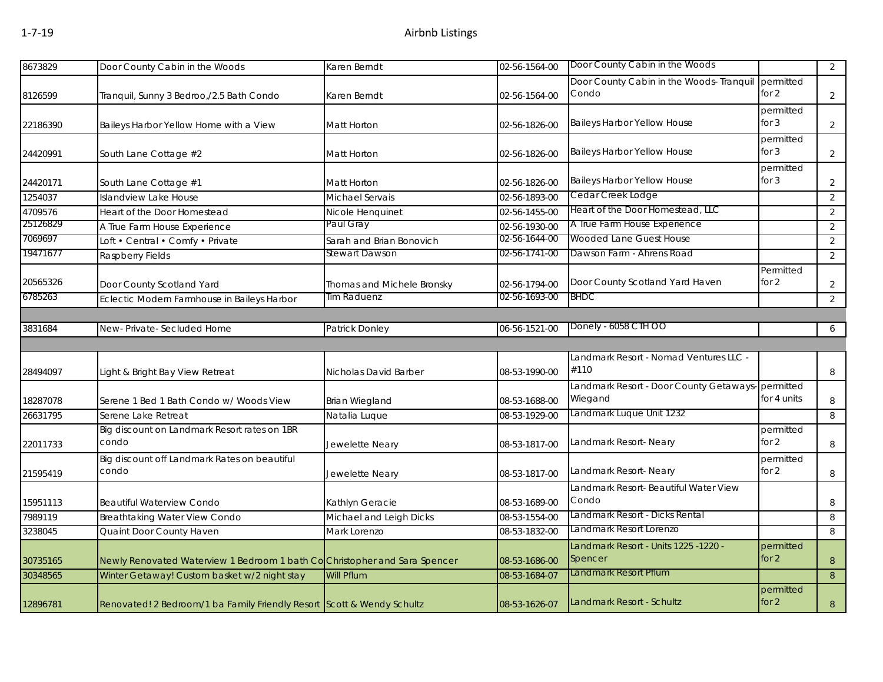# Airbnb Listings

| | | | | | | |
|---|---|---|---|---|---|---|
| 8673829 | Door County Cabin in the Woods | Karen Berndt | 02-56-1564-00 | Door County Cabin in the Woods | | 2 |
| 8126599 | Tranquil, Sunny 3 Bedroo,/2.5 Bath Condo | Karen Berndt | 02-56-1564-00 | Door County Cabin in the Woods- Tranquil Condo | permitted for 2 | 2 |
| 22186390 | Baileys Harbor Yellow Home with a View | Matt Horton | 02-56-1826-00 | Baileys Harbor Yellow House | permitted for 3 | 2 |
| 24420991 | South Lane Cottage #2 | Matt Horton | 02-56-1826-00 | Baileys Harbor Yellow House | permitted for 3 | 2 |
| 24420171 | South Lane Cottage #1 | Matt Horton | 02-56-1826-00 | Baileys Harbor Yellow House | permitted for 3 | 2 |
| 1254037 | Islandview Lake House | Michael Servais | 02-56-1893-00 | Cedar Creek Lodge | | 2 |
| 4709576 | Heart of the Door Homestead | Nicole Henquinet | 02-56-1455-00 | Heart of the Door Homestead, LLC | | 2 |
| 25126829 | A True Farm House Experience | Paul Gray | 02-56-1930-00 | A True Farm House Experience | | 2 |
| 7069697 | Loft • Central • Comfy • Private | Sarah and Brian Bonovich | 02-56-1644-00 | Wooded Lane Guest House | | 2 |
| 19471677 | Raspberry Fields | Stewart Dawson | 02-56-1741-00 | Dawson Farm - Ahrens Road | | 2 |
| 20565326 | Door County Scotland Yard | Thomas and Michele Bronsky | 02-56-1794-00 | Door County Scotland Yard Haven | Permitted for 2 | 2 |
| 6785263 | Eclectic Modern Farmhouse in Baileys Harbor | Tim Raduenz | 02-56-1693-00 | BHDC | | 2 |
| | | | | | | |
| 3831684 | New- Private- Secluded Home | Patrick Donley | 06-56-1521-00 | Donely - 6058 CTH OO | | 6 |
| | | | | | | |
| 28494097 | Light & Bright Bay View Retreat | Nicholas David Barber | 08-53-1990-00 | Landmark Resort - Nomad Ventures LLC - #110 | | 8 |
| 18287078 | Serene 1 Bed 1 Bath Condo w/ Woods View | Brian Wiegland | 08-53-1688-00 | Landmark Resort - Door County Getaways- Wiegand | permitted for 4 units | 8 |
| 26631795 | Serene Lake Retreat | Natalia Luque | 08-53-1929-00 | Landmark Luque Unit 1232 | | 8 |
| 22011733 | Big discount on Landmark Resort rates on 1BR condo | Jewelette Neary | 08-53-1817-00 | Landmark Resort- Neary | permitted for 2 | 8 |
| 21595419 | Big discount off Landmark Rates on beautiful condo | Jewelette Neary | 08-53-1817-00 | Landmark Resort- Neary | permitted for 2 | 8 |
| 15951113 | Beautiful Waterview Condo | Kathlyn Geracie | 08-53-1689-00 | Landmark Resort- Beautiful Water View Condo | | 8 |
| 7989119 | Breathtaking Water View Condo | Michael and Leigh Dicks | 08-53-1554-00 | Landmark Resort - Dicks Rental | | 8 |
| 3238045 | Quaint Door County Haven | Mark Lorenzo | 08-53-1832-00 | Landmark Resort Lorenzo | | 8 |
| 30735165 | Newly Renovated Waterview 1 Bedroom 1 bath Co | Christopher and Sara Spencer | 08-53-1686-00 | Landmark Resort - Units 1225 -1220 - Spencer | permitted for 2 | 8 |
| 30348565 | Winter Getaway! Custom basket w/2 night stay | Will Pflum | 08-53-1684-07 | Landmark Resort Pflum | | 8 |
| 12896781 | Renovated! 2 Bedroom/1 ba Family Friendly Resort | Scott & Wendy Schultz | 08-53-1626-07 | Landmark Resort - Schultz | permitted for 2 | 8 |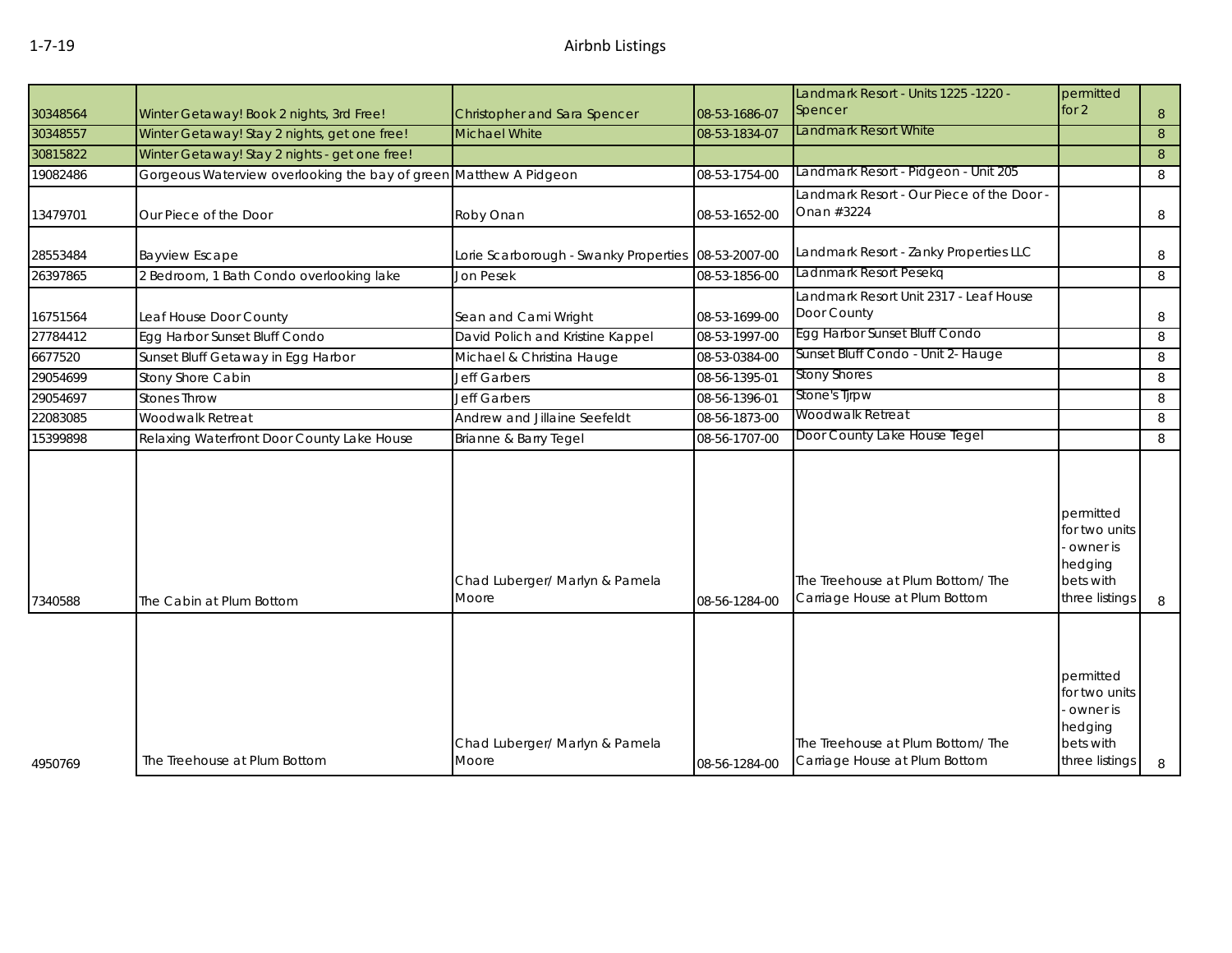| | | | | | | |
|---|---|---|---|---|---|---|
| 30348564 | Winter Getaway! Book 2 nights, 3rd Free! | Christopher and Sara Spencer | 08-53-1686-07 | Landmark Resort - Units 1225 -1220 - Spencer | permitted for 2 | 8 |
| 30348557 | Winter Getaway! Stay 2 nights, get one free! | Michael White | 08-53-1834-07 | Landmark Resort White | | 8 |
| 30815822 | Winter Getaway! Stay 2 nights - get one free! | | | | | 8 |
| 19082486 | Gorgeous Waterview overlooking the bay of green | Matthew A Pidgeon | 08-53-1754-00 | Landmark Resort - Pidgeon - Unit 205 | | 8 |
| 13479701 | Our Piece of the Door | Roby Onan | 08-53-1652-00 | Landmark Resort - Our Piece of the Door - Onan #3224 | | 8 |
| 28553484 | Bayview Escape | Lorie Scarborough - Swanky Properties | 08-53-2007-00 | Landmark Resort - Zanky Properties LLC | | 8 |
| 26397865 | 2 Bedroom, 1 Bath Condo overlooking lake | Jon Pesek | 08-53-1856-00 | Ladnmark Resort Pesekq | | 8 |
| 16751564 | Leaf House Door County | Sean and Cami Wright | 08-53-1699-00 | Landmark Resort Unit 2317 - Leaf House Door County | | 8 |
| 27784412 | Egg Harbor Sunset Bluff Condo | David Polich and Kristine Kappel | 08-53-1997-00 | Egg Harbor Sunset Bluff Condo | | 8 |
| 6677520 | Sunset Bluff Getaway in Egg Harbor | Michael & Christina Hauge | 08-53-0384-00 | Sunset Bluff Condo - Unit 2- Hauge | | 8 |
| 29054699 | Stony Shore Cabin | Jeff Garbers | 08-56-1395-01 | Stony Shores | | 8 |
| 29054697 | Stones Throw | Jeff Garbers | 08-56-1396-01 | Stone's Tjrpw | | 8 |
| 22083085 | Woodwalk Retreat | Andrew and Jillaine Seefeldt | 08-56-1873-00 | Woodwalk Retreat | | 8 |
| 15399898 | Relaxing Waterfront Door County Lake House | Brianne & Barry Tegel | 08-56-1707-00 | Door County Lake House Tegel | | 8 |
| 7340588 | The Cabin at Plum Bottom | Chad Luberger/ Marlyn & Pamela Moore | 08-56-1284-00 | The Treehouse at Plum Bottom/ The Carriage House at Plum Bottom | permitted for two units - owner is hedging bets with three listings | 8 |
| 4950769 | The Treehouse at Plum Bottom | Chad Luberger/ Marlyn & Pamela Moore | 08-56-1284-00 | The Treehouse at Plum Bottom/ The Carriage House at Plum Bottom | permitted for two units - owner is hedging bets with three listings | 8 |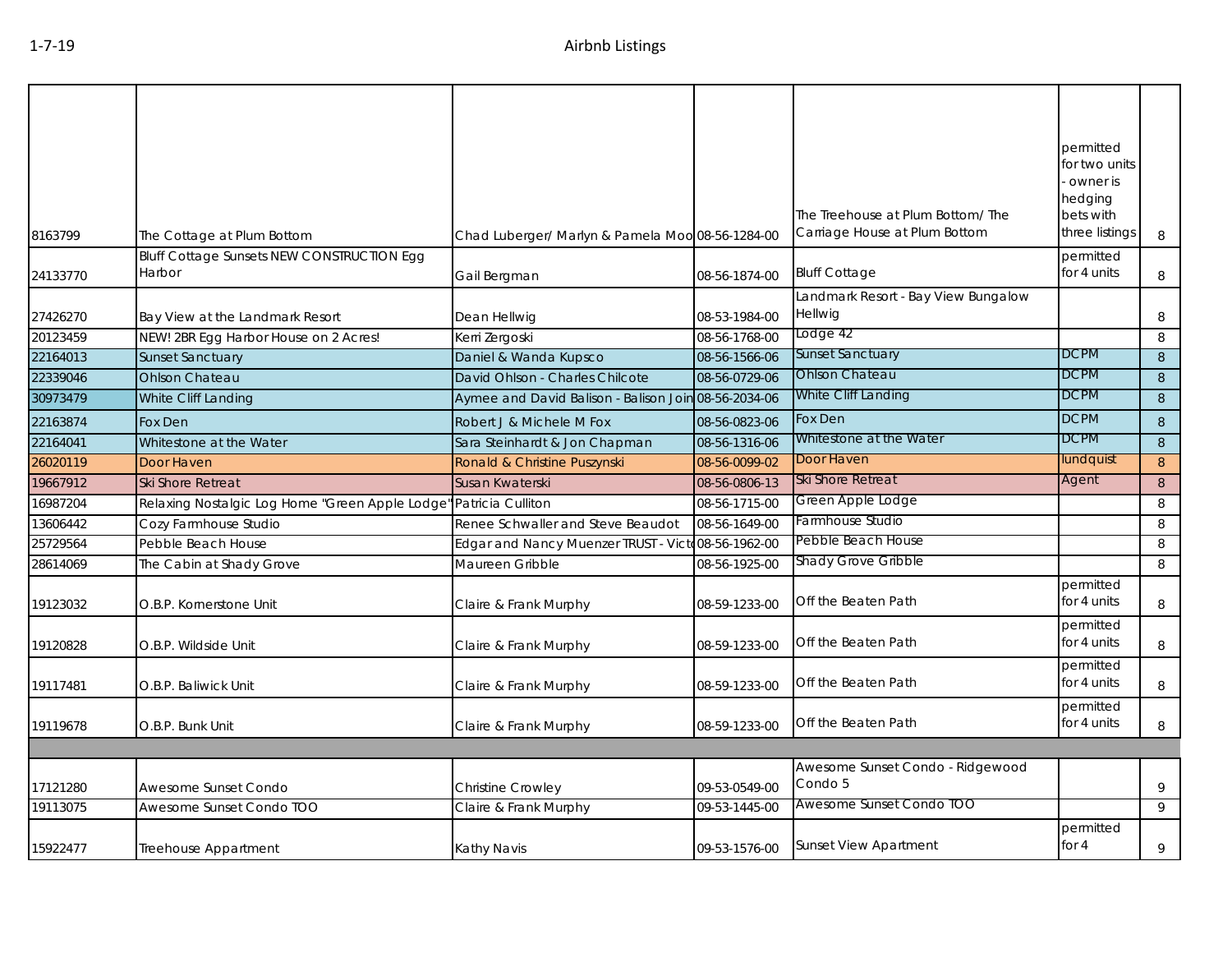1-7-19 Airbnb Listings

| | | | | | | |
|---|---|---|---|---|---|---|
| 8163799 | The Cottage at Plum Bottom | Chad Luberger/ Marlyn & Pamela Moo | 08-56-1284-00 | The Treehouse at Plum Bottom/ The Carriage House at Plum Bottom | permitted for two units - owner is hedging bets with three listings | 8 |
| 24133770 | Bluff Cottage Sunsets NEW CONSTRUCTION Egg Harbor | Gail Bergman | 08-56-1874-00 | Bluff Cottage | permitted for 4 units | 8 |
| 27426270 | Bay View at the Landmark Resort | Dean Hellwig | 08-53-1984-00 | Landmark Resort - Bay View Bungalow Hellwig | | 8 |
| 20123459 | NEW! 2BR Egg Harbor House on 2 Acres! | Kerri Zergoski | 08-56-1768-00 | Lodge 42 | | 8 |
| 22164013 | Sunset Sanctuary | Daniel & Wanda Kupsco | 08-56-1566-06 | Sunset Sanctuary | DCPM | 8 |
| 22339046 | Ohlson Chateau | David Ohlson - Charles Chilcote | 08-56-0729-06 | Ohlson Chateau | DCPM | 8 |
| 30973479 | White Cliff Landing | Aymee and David Balison - Balison Join | 08-56-2034-06 | White Cliff Landing | DCPM | 8 |
| 22163874 | Fox Den | Robert J & Michele M Fox | 08-56-0823-06 | Fox Den | DCPM | 8 |
| 22164041 | Whitestone at the Water | Sara Steinhardt & Jon Chapman | 08-56-1316-06 | Whitestone at the Water | DCPM | 8 |
| 26020119 | Door Haven | Ronald & Christine Puszynski | 08-56-0099-02 | Door Haven | lundquist | 8 |
| 19667912 | Ski Shore Retreat | Susan Kwaterski | 08-56-0806-13 | Ski Shore Retreat | Agent | 8 |
| 16987204 | Relaxing Nostalgic Log Home "Green Apple Lodge" | Patricia Culliton | 08-56-1715-00 | Green Apple Lodge | | 8 |
| 13606442 | Cozy Farmhouse Studio | Renee Schwaller and Steve Beaudot | 08-56-1649-00 | Farmhouse Studio | | 8 |
| 25729564 | Pebble Beach House | Edgar and Nancy Muenzer TRUST - Victo | 08-56-1962-00 | Pebble Beach House | | 8 |
| 28614069 | The Cabin at Shady Grove | Maureen Gribble | 08-56-1925-00 | Shady Grove Gribble | | 8 |
| 19123032 | O.B.P. Kornerstone Unit | Claire & Frank Murphy | 08-59-1233-00 | Off the Beaten Path | permitted for 4 units | 8 |
| 19120828 | O.B.P. Wildside Unit | Claire & Frank Murphy | 08-59-1233-00 | Off the Beaten Path | permitted for 4 units | 8 |
| 19117481 | O.B.P. Baliwick Unit | Claire & Frank Murphy | 08-59-1233-00 | Off the Beaten Path | permitted for 4 units | 8 |
| 19119678 | O.B.P. Bunk Unit | Claire & Frank Murphy | 08-59-1233-00 | Off the Beaten Path | permitted for 4 units | 8 |
| | | | | | | |
| 17121280 | Awesome Sunset Condo | Christine Crowley | 09-53-0549-00 | Awesome Sunset Condo - Ridgewood Condo 5 | | 9 |
| 19113075 | Awesome Sunset Condo TOO | Claire & Frank Murphy | 09-53-1445-00 | Awesome Sunset Condo TOO | | 9 |
| 15922477 | Treehouse Appartment | Kathy Navis | 09-53-1576-00 | Sunset View Apartment | permitted for 4 | 9 |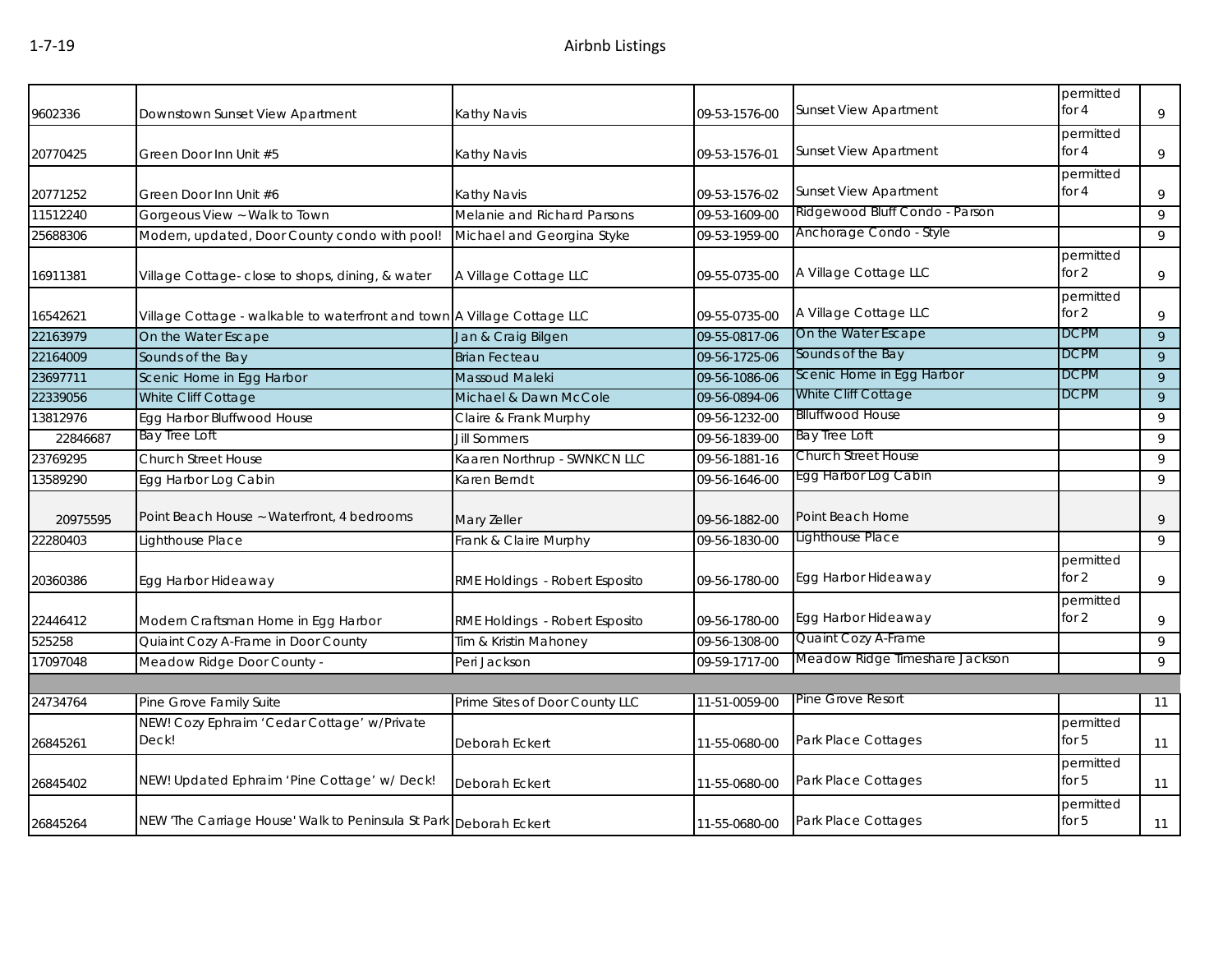| | | | | | | |
|---|---|---|---|---|---|---|
| 9602336 | Downtown Sunset View Apartment | Kathy Navis | 09-53-1576-00 | Sunset View Apartment | permitted for 4 | 9 |
| 20770425 | Green Door Inn Unit #5 | Kathy Navis | 09-53-1576-01 | Sunset View Apartment | permitted for 4 | 9 |
| 20771252 | Green Door Inn Unit #6 | Kathy Navis | 09-53-1576-02 | Sunset View Apartment | permitted for 4 | 9 |
| 11512240 | Gorgeous View ~ Walk to Town | Melanie and Richard Parsons | 09-53-1609-00 | Ridgewood Bluff Condo - Parson | | 9 |
| 25688306 | Modern, updated, Door County condo with pool! | Michael and Georgina Styke | 09-53-1959-00 | Anchorage Condo - Style | | 9 |
| 16911381 | Village Cottage- close to shops, dining, & water | A Village Cottage LLC | 09-55-0735-00 | A Village Cottage LLC | permitted for 2 | 9 |
| 16542621 | Village Cottage - walkable to waterfront and town | A Village Cottage LLC | 09-55-0735-00 | A Village Cottage LLC | permitted for 2 | 9 |
| 22163979 | On the Water Escape | Jan & Craig Bilgen | 09-55-0817-06 | On the Water Escape | DCPM | 9 |
| 22164009 | Sounds of the Bay | Brian Fecteau | 09-56-1725-06 | Sounds of the Bay | DCPM | 9 |
| 23697711 | Scenic Home in Egg Harbor | Massoud Maleki | 09-56-1086-06 | Scenic Home in Egg Harbor | DCPM | 9 |
| 22339056 | White Cliff Cottage | Michael & Dawn McCole | 09-56-0894-06 | White Cliff Cottage | DCPM | 9 |
| 13812976 | Egg Harbor Bluffwood House | Claire & Frank Murphy | 09-56-1232-00 | Blluffwood House | | 9 |
| 22846687 | Bay Tree Loft | Jill Sommers | 09-56-1839-00 | Bay Tree Loft | | 9 |
| 23769295 | Church Street House | Kaaren Northrup - SWNKCN LLC | 09-56-1881-16 | Church Street House | | 9 |
| 13589290 | Egg Harbor Log Cabin | Karen Berndt | 09-56-1646-00 | Egg Harbor Log Cabin | | 9 |
| 20975595 | Point Beach House ~ Waterfront, 4 bedrooms | Mary Zeller | 09-56-1882-00 | Point Beach Home | | 9 |
| 22280403 | Lighthouse Place | Frank & Claire Murphy | 09-56-1830-00 | Lighthouse Place | | 9 |
| 20360386 | Egg Harbor Hideaway | RME Holdings - Robert Esposito | 09-56-1780-00 | Egg Harbor Hideaway | permitted for 2 | 9 |
| 22446412 | Modern Craftsman Home in Egg Harbor | RME Holdings - Robert Esposito | 09-56-1780-00 | Egg Harbor Hideaway | permitted for 2 | 9 |
| 525258 | Quiaint Cozy A-Frame in Door County | Tim & Kristin Mahoney | 09-56-1308-00 | Quaint Cozy A-Frame | | 9 |
| 17097048 | Meadow Ridge Door County - | Peri Jackson | 09-59-1717-00 | Meadow Ridge Timeshare Jackson | | 9 |
| | | | | | | |
| 24734764 | Pine Grove Family Suite | Prime Sites of Door County LLC | 11-51-0059-00 | Pine Grove Resort | | 11 |
| 26845261 | NEW! Cozy Ephraim 'Cedar Cottage' w/Private Deck! | Deborah Eckert | 11-55-0680-00 | Park Place Cottages | permitted for 5 | 11 |
| 26845402 | NEW! Updated Ephraim 'Pine Cottage' w/ Deck! | Deborah Eckert | 11-55-0680-00 | Park Place Cottages | permitted for 5 | 11 |
| 26845264 | NEW 'The Carriage House' Walk to Peninsula St Park | Deborah Eckert | 11-55-0680-00 | Park Place Cottages | permitted for 5 | 11 |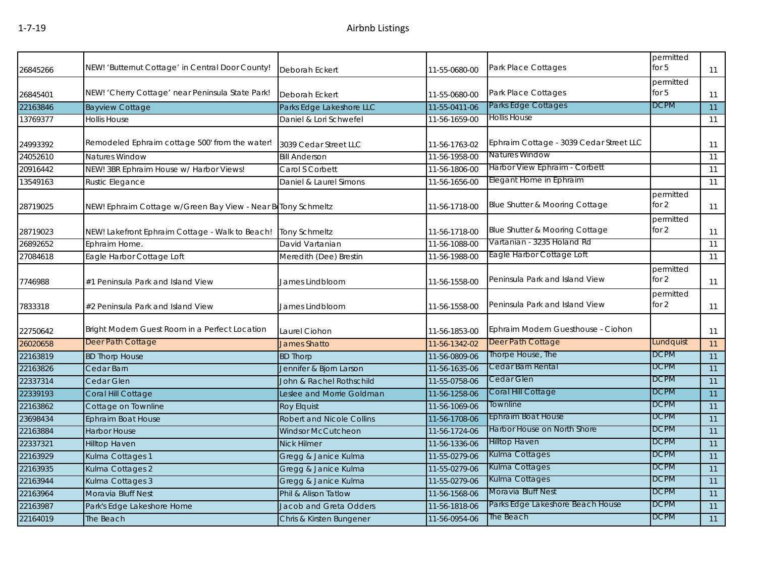| | | | | | | |
|---|---|---|---|---|---|---|
| 26845266 | NEW! 'Butternut Cottage' in Central Door County! | Deborah Eckert | 11-55-0680-00 | Park Place Cottages | permitted for 5 | 11 |
| 26845401 | NEW! 'Cherry Cottage' near Peninsula State Park! | Deborah Eckert | 11-55-0680-00 | Park Place Cottages | permitted for 5 | 11 |
| 22163846 | Bayview Cottage | Parks Edge Lakeshore LLC | 11-55-0411-06 | Parks Edge Cottages | DCPM | 11 |
| 13769377 | Hollis House | Daniel & Lori Schwefel | 11-56-1659-00 | Hollis House | | 11 |
| 24993392 | Remodeled Ephraim cottage 500' from the water! | 3039 Cedar Street LLC | 11-56-1763-02 | Ephraim Cottage - 3039 Cedar Street LLC | | 11 |
| 24052610 | Natures Window | Bill Anderson | 11-56-1958-00 | Natures Window | | 11 |
| 20916442 | NEW! 3BR Ephraim House w/ Harbor Views! | Carol S Corbett | 11-56-1806-00 | Harbor View Ephraim - Corbett | | 11 |
| 13549163 | Rustic Elegance | Daniel & Laurel Simons | 11-56-1656-00 | Elegant Home in Ephraim | | 11 |
| 28719025 | NEW! Ephraim Cottage w/Green Bay View - Near Be | Tony Schmeltz | 11-56-1718-00 | Blue Shutter & Mooring Cottage | permitted for 2 | 11 |
| 28719023 | NEW! Lakefront Ephraim Cottage - Walk to Beach! | Tony Schmeltz | 11-56-1718-00 | Blue Shutter & Mooring Cottage | permitted for 2 | 11 |
| 26892652 | Ephraim Home. | David Vartanian | 11-56-1088-00 | Vartanian - 3235 Holand Rd | | 11 |
| 27084618 | Eagle Harbor Cottage Loft | Meredith (Dee) Brestin | 11-56-1988-00 | Eagle Harbor Cottage Loft | | 11 |
| 7746988 | #1 Peninsula Park and Island View | James Lindbloom | 11-56-1558-00 | Peninsula Park and Island View | permitted for 2 | 11 |
| 7833318 | #2 Peninsula Park and Island View | James Lindbloom | 11-56-1558-00 | Peninsula Park and Island View | permitted for 2 | 11 |
| 22750642 | Bright Modern Guest Room in a Perfect Location | Laurel Ciohon | 11-56-1853-00 | Ephraim Modern Guesthouse - Ciohon | | 11 |
| 26020658 | Deer Path Cottage | James Shatto | 11-56-1342-02 | Deer Path Cottage | Lundquist | 11 |
| 22163819 | BD Thorp House | BD Thorp | 11-56-0809-06 | Thorpe House, The | DCPM | 11 |
| 22163826 | Cedar Barn | Jennifer & Bjorn Larson | 11-56-1635-06 | Cedar Barn Rental | DCPM | 11 |
| 22337314 | Cedar Glen | John & Rachel Rothschild | 11-55-0758-06 | Cedar Glen | DCPM | 11 |
| 22339193 | Coral Hill Cottage | Leslee and Morrie Goldman | 11-56-1258-06 | Coral Hill Cottage | DCPM | 11 |
| 22163862 | Cottage on Townline | Roy Elquist | 11-56-1069-06 | Townline | DCPM | 11 |
| 23698434 | Ephraim Boat House | Robert and Nicole Collins | 11-56-1708-06 | Ephraim Boat House | DCPM | 11 |
| 22163884 | Harbor House | Windsor McCutcheon | 11-56-1724-06 | Harbor House on North Shore | DCPM | 11 |
| 22337321 | Hilltop Haven | Nick Hilmer | 11-56-1336-06 | Hilltop Haven | DCPM | 11 |
| 22163929 | Kulma Cottages 1 | Gregg & Janice Kulma | 11-55-0279-06 | Kulma Cottages | DCPM | 11 |
| 22163935 | Kulma Cottages 2 | Gregg & Janice Kulma | 11-55-0279-06 | Kulma Cottages | DCPM | 11 |
| 22163944 | Kulma Cottages 3 | Gregg & Janice Kulma | 11-55-0279-06 | Kulma Cottages | DCPM | 11 |
| 22163964 | Moravia Bluff Nest | Phil & Alison Tatlow | 11-56-1568-06 | Moravia Bluff Nest | DCPM | 11 |
| 22163987 | Park's Edge Lakeshore Home | Jacob and Greta Odders | 11-56-1818-06 | Parks Edge Lakeshore Beach House | DCPM | 11 |
| 22164019 | The Beach | Chris & Kirsten Bungener | 11-56-0954-06 | The Beach | DCPM | 11 |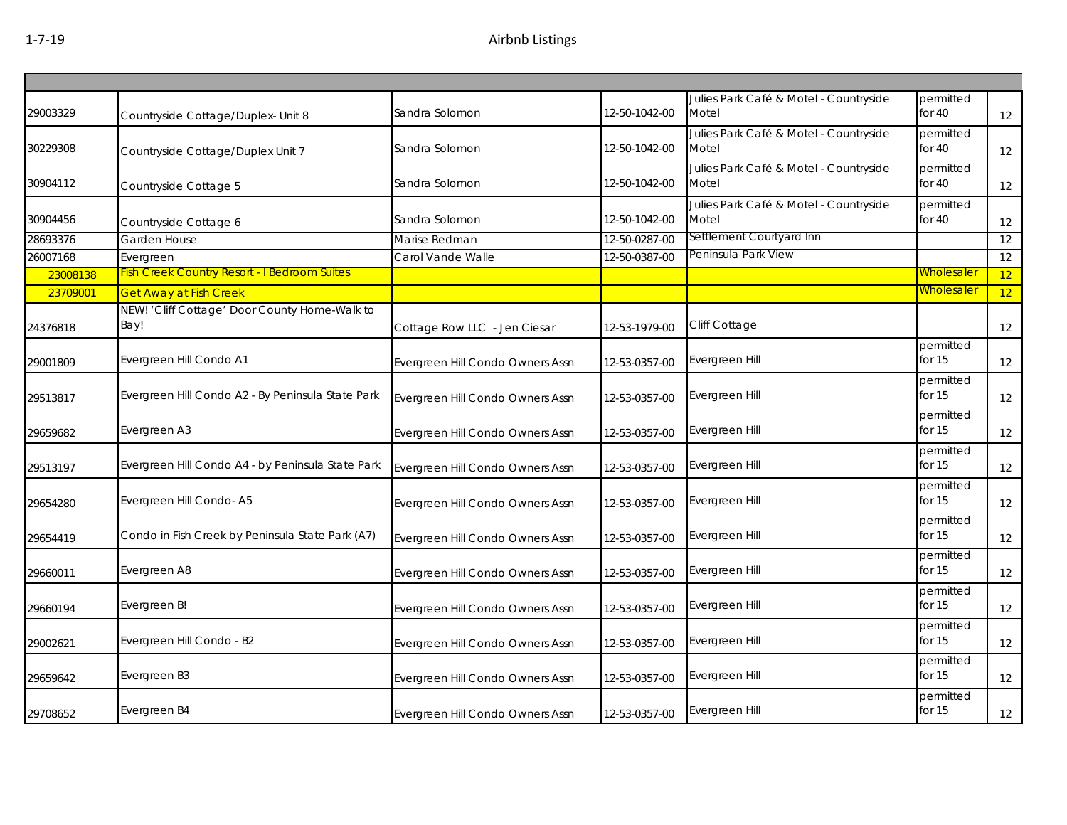| | | | | | | |
|---|---|---|---|---|---|---|
| 29003329 | Countryside Cottage/Duplex- Unit 8 | Sandra Solomon | 12-50-1042-00 | Julies Park Café & Motel - Countryside Motel | permitted for 40 | 12 |
| 30229308 | Countryside Cottage/Duplex Unit 7 | Sandra Solomon | 12-50-1042-00 | Julies Park Café & Motel - Countryside Motel | permitted for 40 | 12 |
| 30904112 | Countryside Cottage 5 | Sandra Solomon | 12-50-1042-00 | Julies Park Café & Motel - Countryside Motel | permitted for 40 | 12 |
| 30904456 | Countryside Cottage 6 | Sandra Solomon | 12-50-1042-00 | Julies Park Café & Motel - Countryside Motel | permitted for 40 | 12 |
| 28693376 | Garden House | Marise Redman | 12-50-0287-00 | Settlement Courtyard Inn | | 12 |
| 26007168 | Evergreen | Carol Vande Walle | 12-50-0387-00 | Peninsula Park View | | 12 |
| 23008138 | Fish Creek Country Resort - I Bedroom Suites | | | | Wholesaler | 12 |
| 23709001 | Get Away at Fish Creek | | | | Wholesaler | 12 |
| 24376818 | NEW! 'Cliff Cottage' Door County Home-Walk to Bay! | Cottage Row LLC - Jen Ciesar | 12-53-1979-00 | Cliff Cottage | | 12 |
| 29001809 | Evergreen Hill Condo A1 | Evergreen Hill Condo Owners Assn | 12-53-0357-00 | Evergreen Hill | permitted for 15 | 12 |
| 29513817 | Evergreen Hill Condo A2 - By Peninsula State Park | Evergreen Hill Condo Owners Assn | 12-53-0357-00 | Evergreen Hill | permitted for 15 | 12 |
| 29659682 | Evergreen A3 | Evergreen Hill Condo Owners Assn | 12-53-0357-00 | Evergreen Hill | permitted for 15 | 12 |
| 29513197 | Evergreen Hill Condo A4 - by Peninsula State Park | Evergreen Hill Condo Owners Assn | 12-53-0357-00 | Evergreen Hill | permitted for 15 | 12 |
| 29654280 | Evergreen Hill Condo- A5 | Evergreen Hill Condo Owners Assn | 12-53-0357-00 | Evergreen Hill | permitted for 15 | 12 |
| 29654419 | Condo in Fish Creek by Peninsula State Park (A7) | Evergreen Hill Condo Owners Assn | 12-53-0357-00 | Evergreen Hill | permitted for 15 | 12 |
| 29660011 | Evergreen A8 | Evergreen Hill Condo Owners Assn | 12-53-0357-00 | Evergreen Hill | permitted for 15 | 12 |
| 29660194 | Evergreen B! | Evergreen Hill Condo Owners Assn | 12-53-0357-00 | Evergreen Hill | permitted for 15 | 12 |
| 29002621 | Evergreen Hill Condo - B2 | Evergreen Hill Condo Owners Assn | 12-53-0357-00 | Evergreen Hill | permitted for 15 | 12 |
| 29659642 | Evergreen B3 | Evergreen Hill Condo Owners Assn | 12-53-0357-00 | Evergreen Hill | permitted for 15 | 12 |
| 29708652 | Evergreen B4 | Evergreen Hill Condo Owners Assn | 12-53-0357-00 | Evergreen Hill | permitted for 15 | 12 |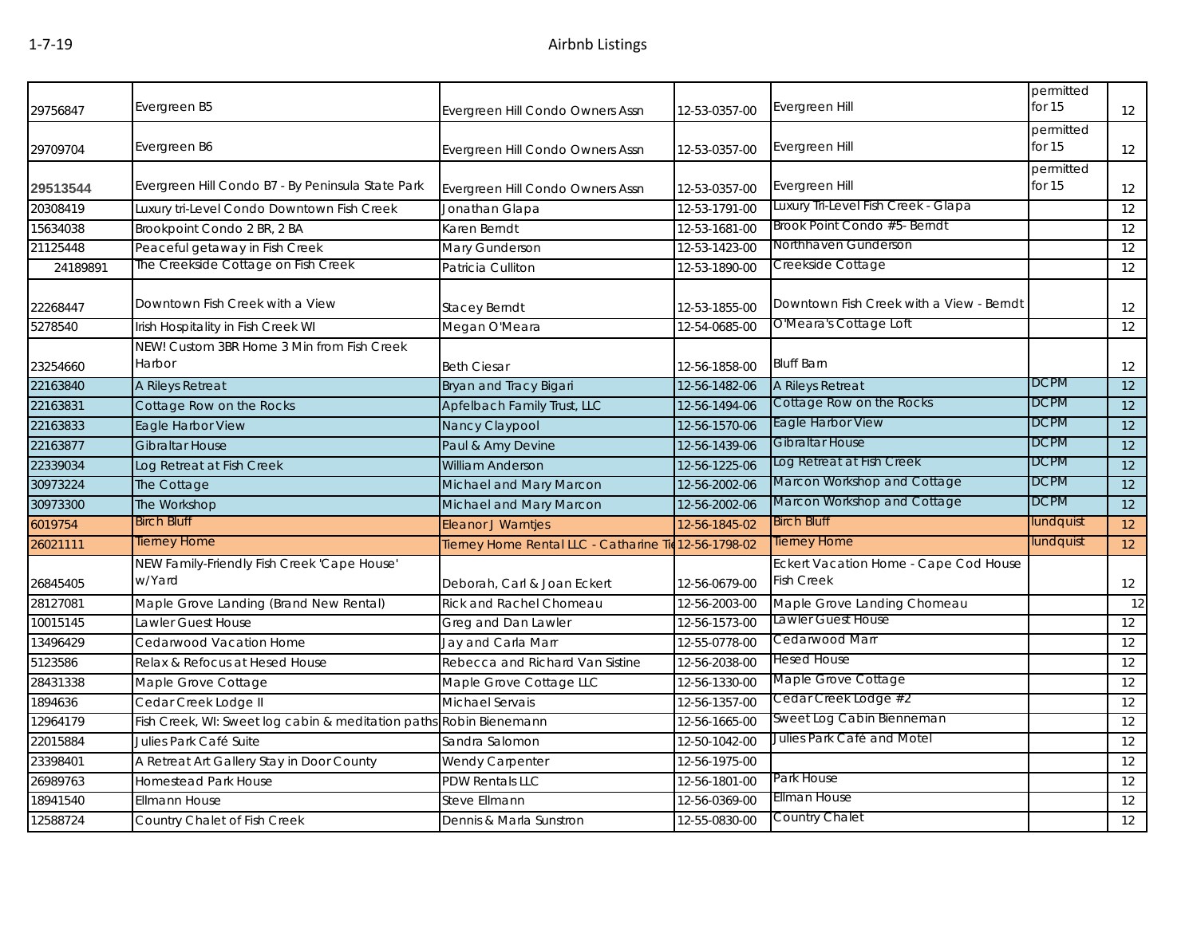| | | | | | | |
|---|---|---|---|---|---|---|
| 29756847 | Evergreen B5 | Evergreen Hill Condo Owners Assn | 12-53-0357-00 | Evergreen Hill | permitted for 15 | 12 |
| 29709704 | Evergreen B6 | Evergreen Hill Condo Owners Assn | 12-53-0357-00 | Evergreen Hill | permitted for 15 | 12 |
| 29513544 | Evergreen Hill Condo B7 - By Peninsula State Park | Evergreen Hill Condo Owners Assn | 12-53-0357-00 | Evergreen Hill | permitted for 15 | 12 |
| 20308419 | Luxury tri-Level Condo Downtown Fish Creek | Jonathan Glapa | 12-53-1791-00 | Luxury Tri-Level Fish Creek - Glapa | | 12 |
| 15634038 | Brookpoint Condo 2 BR, 2 BA | Karen Berndt | 12-53-1681-00 | Brook Point Condo #5- Berndt | | 12 |
| 21125448 | Peaceful getaway in Fish Creek | Mary Gunderson | 12-53-1423-00 | Northhaven Gunderson | | 12 |
| 24189891 | The Creekside Cottage on Fish Creek | Patricia Culliton | 12-53-1890-00 | Creekside Cottage | | 12 |
| 22268447 | Downtown Fish Creek with a View | Stacey Berndt | 12-53-1855-00 | Downtown Fish Creek with a View - Berndt | | 12 |
| 5278540 | Irish Hospitality in Fish Creek WI | Megan O'Meara | 12-54-0685-00 | O'Meara's Cottage Loft | | 12 |
| 23254660 | NEW! Custom 3BR Home 3 Min from Fish Creek Harbor | Beth Ciesar | 12-56-1858-00 | Bluff Barn | | 12 |
| 22163840 | A Rileys Retreat | Bryan and Tracy Bigari | 12-56-1482-06 | A Rileys Retreat | DCPM | 12 |
| 22163831 | Cottage Row on the Rocks | Apfelbach Family Trust, LLC | 12-56-1494-06 | Cottage Row on the Rocks | DCPM | 12 |
| 22163833 | Eagle Harbor View | Nancy Claypool | 12-56-1570-06 | Eagle Harbor View | DCPM | 12 |
| 22163877 | Gibraltar House | Paul & Amy Devine | 12-56-1439-06 | Gibraltar House | DCPM | 12 |
| 22339034 | Log Retreat at Fish Creek | William Anderson | 12-56-1225-06 | Log Retreat at Fish Creek | DCPM | 12 |
| 30973224 | The Cottage | Michael and Mary Marcon | 12-56-2002-06 | Marcon Workshop and Cottage | DCPM | 12 |
| 30973300 | The Workshop | Michael and Mary Marcon | 12-56-2002-06 | Marcon Workshop and Cottage | DCPM | 12 |
| 6019754 | Birch Bluff | Eleanor J Warntjes | 12-56-1845-02 | Birch Bluff | lundquist | 12 |
| 26021111 | Tierney Home | Tierney Home Rental LLC - Catharine Ti | 12-56-1798-02 | Tierney Home | lundquist | 12 |
| 26845405 | NEW Family-Friendly Fish Creek 'Cape House' w/Yard | Deborah, Carl & Joan Eckert | 12-56-0679-00 | Eckert Vacation Home - Cape Cod House Fish Creek | | 12 |
| 28127081 | Maple Grove Landing (Brand New Rental) | Rick and Rachel Chomeau | 12-56-2003-00 | Maple Grove Landing Chomeau | | 12 |
| 10015145 | Lawler Guest House | Greg and Dan Lawler | 12-56-1573-00 | Lawler Guest House | | 12 |
| 13496429 | Cedarwood Vacation Home | Jay and Carla Marr | 12-55-0778-00 | Cedarwood Marr | | 12 |
| 5123586 | Relax & Refocus at Hesed House | Rebecca and Richard Van Sistine | 12-56-2038-00 | Hesed House | | 12 |
| 28431338 | Maple Grove Cottage | Maple Grove Cottage LLC | 12-56-1330-00 | Maple Grove Cottage | | 12 |
| 1894636 | Cedar Creek Lodge II | Michael Servais | 12-56-1357-00 | Cedar Creek Lodge #2 | | 12 |
| 12964179 | Fish Creek, WI: Sweet log cabin & meditation paths | Robin Bienemann | 12-56-1665-00 | Sweet Log Cabin Bienneman | | 12 |
| 22015884 | Julies Park Café Suite | Sandra Salomon | 12-50-1042-00 | Julies Park Café and Motel | | 12 |
| 23398401 | A Retreat Art Gallery Stay in Door County | Wendy Carpenter | 12-56-1975-00 | | | 12 |
| 26989763 | Homestead Park House | PDW Rentals LLC | 12-56-1801-00 | Park House | | 12 |
| 18941540 | Ellmann House | Steve Ellmann | 12-56-0369-00 | Ellman House | | 12 |
| 12588724 | Country Chalet of Fish Creek | Dennis & Marla Sunstron | 12-55-0830-00 | Country Chalet | | 12 |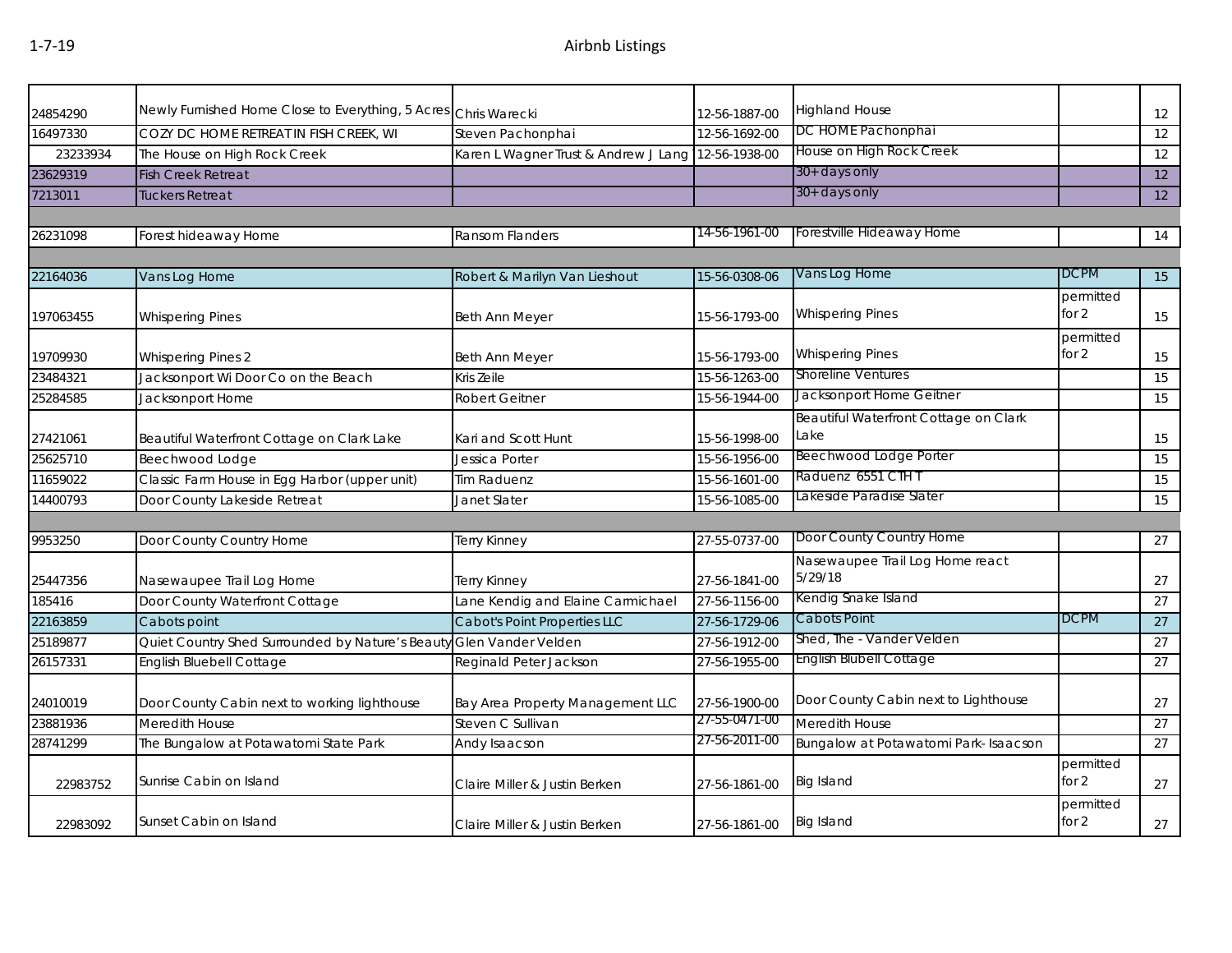| | | | | | | |
|---|---|---|---|---|---|---|
| 24854290 | Newly Furnished Home Close to Everything, 5 Acres | Chris Warecki | 12-56-1887-00 | Highland House | | 12 |
| 16497330 | COZY DC HOME RETREAT IN FISH CREEK, WI | Steven Pachonphai | 12-56-1692-00 | DC HOME Pachonphai | | 12 |
| 23233934 | The House on High Rock Creek | Karen L Wagner Trust & Andrew J Lang | 12-56-1938-00 | House on High Rock Creek | | 12 |
| 23629319 | Fish Creek Retreat | | | 30+ days only | | 12 |
| 7213011 | Tuckers Retreat | | | 30+ days only | | 12 |
| | | | | | | |
| 26231098 | Forest hideaway Home | Ransom Flanders | 14-56-1961-00 | Forestville Hideaway Home | | 14 |
| | | | | | | |
| 22164036 | Vans Log Home | Robert & Marilyn Van Lieshout | 15-56-0308-06 | Vans Log Home | DCPM | 15 |
| 197063455 | Whispering Pines | Beth Ann Meyer | 15-56-1793-00 | Whispering Pines | permitted for 2 | 15 |
| 19709930 | Whispering Pines 2 | Beth Ann Meyer | 15-56-1793-00 | Whispering Pines | permitted for 2 | 15 |
| 23484321 | Jacksonport Wi Door Co on the Beach | Kris Zeile | 15-56-1263-00 | Shoreline Ventures | | 15 |
| 25284585 | Jacksonport Home | Robert Geitner | 15-56-1944-00 | Jacksonport Home Geitner | | 15 |
| 27421061 | Beautiful Waterfront Cottage on Clark Lake | Kari and Scott Hunt | 15-56-1998-00 | Beautiful Waterfront Cottage on Clark Lake | | 15 |
| 25625710 | Beechwood Lodge | Jessica Porter | 15-56-1956-00 | Beechwood Lodge Porter | | 15 |
| 11659022 | Classic Farm House in Egg Harbor (upper unit) | Tim Raduenz | 15-56-1601-00 | Raduenz 6551 CTH T | | 15 |
| 14400793 | Door County Lakeside Retreat | Janet Slater | 15-56-1085-00 | Lakeside Paradise Slater | | 15 |
| | | | | | | |
| 9953250 | Door County Country Home | Terry Kinney | 27-55-0737-00 | Door County Country Home | | 27 |
| 25447356 | Nasewaupee Trail Log Home | Terry Kinney | 27-56-1841-00 | Nasewaupee Trail Log Home react 5/29/18 | | 27 |
| 185416 | Door County Waterfront Cottage | Lane Kendig and Elaine Carmichael | 27-56-1156-00 | Kendig Snake Island | | 27 |
| 22163859 | Cabots point | Cabot's Point Properties LLC | 27-56-1729-06 | Cabots Point | DCPM | 27 |
| 25189877 | Quiet Country Shed Surrounded by Nature's Beauty | Glen Vander Velden | 27-56-1912-00 | Shed, The - Vander Velden | | 27 |
| 26157331 | English Bluebell Cottage | Reginald Peter Jackson | 27-56-1955-00 | English Blubell Cottage | | 27 |
| 24010019 | Door County Cabin next to working lighthouse | Bay Area Property Management LLC | 27-56-1900-00 | Door County Cabin next to Lighthouse | | 27 |
| 23881936 | Meredith House | Steven C Sullivan | 27-55-0471-00 | Meredith House | | 27 |
| 28741299 | The Bungalow at Potawatomi State Park | Andy Isaacson | 27-56-2011-00 | Bungalow at Potawatomi Park- Isaacson | | 27 |
| 22983752 | Sunrise Cabin on Island | Claire Miller & Justin Berken | 27-56-1861-00 | Big Island | permitted for 2 | 27 |
| 22983092 | Sunset Cabin on Island | Claire Miller & Justin Berken | 27-56-1861-00 | Big Island | permitted for 2 | 27 |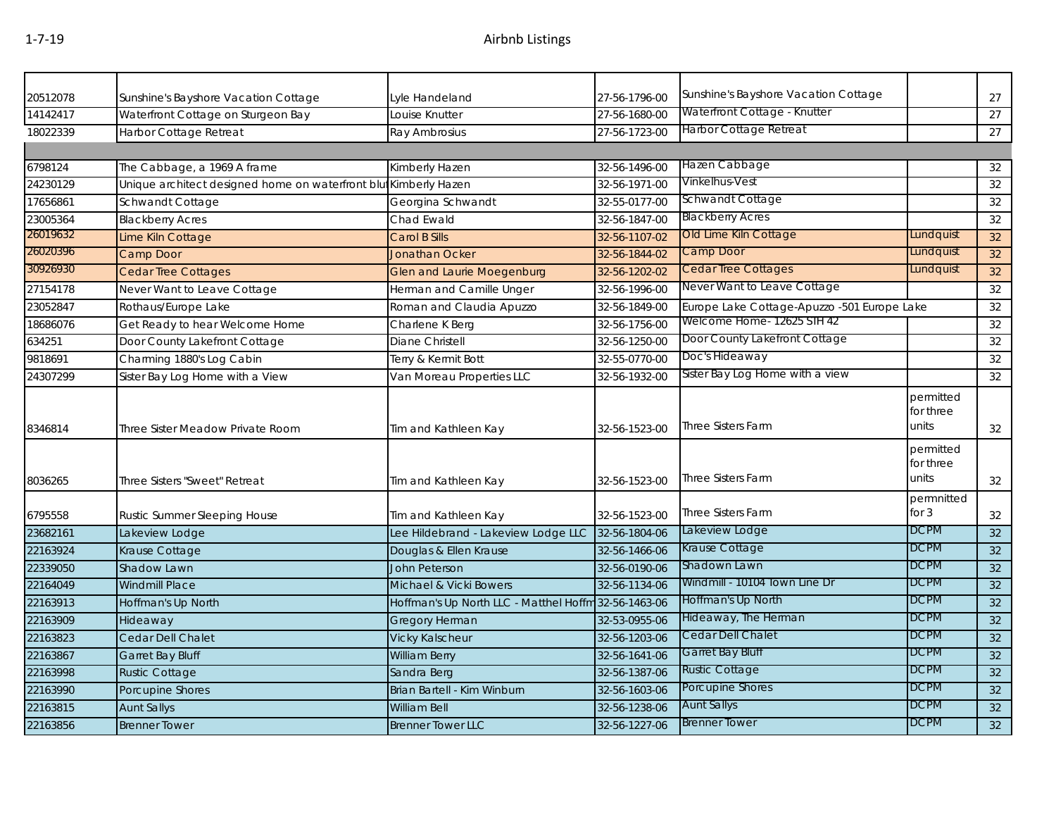| | | | | | | |
|---|---|---|---|---|---|---|
| 20512078 | Sunshine's Bayshore Vacation Cottage | Lyle Handeland | 27-56-1796-00 | Sunshine's Bayshore Vacation Cottage | | 27 |
| 14142417 | Waterfront Cottage on Sturgeon Bay | Louise Knutter | 27-56-1680-00 | Waterfront Cottage - Knutter | | 27 |
| 18022339 | Harbor Cottage Retreat | Ray Ambrosius | 27-56-1723-00 | Harbor Cottage Retreat | | 27 |
| | | | | | | |
| 6798124 | The Cabbage, a 1969 A frame | Kimberly Hazen | 32-56-1496-00 | Hazen Cabbage | | 32 |
| 24230129 | Unique architect designed home on waterfront bluf | Kimberly Hazen | 32-56-1971-00 | Vinkelhus-Vest | | 32 |
| 17656861 | Schwandt Cottage | Georgina Schwandt | 32-55-0177-00 | Schwandt Cottage | | 32 |
| 23005364 | Blackberry Acres | Chad Ewald | 32-56-1847-00 | Blackberry Acres | | 32 |
| 26019632 | Lime Kiln Cottage | Carol B Sills | 32-56-1107-02 | Old Lime Kiln Cottage | Lundquist | 32 |
| 26020396 | Camp Door | Jonathan Ocker | 32-56-1844-02 | Camp Door | Lundquist | 32 |
| 30926930 | Cedar Tree Cottages | Glen and Laurie Moegenburg | 32-56-1202-02 | Cedar Tree Cottages | Lundquist | 32 |
| 27154178 | Never Want to Leave Cottage | Herman and Camille Unger | 32-56-1996-00 | Never Want to Leave Cottage | | 32 |
| 23052847 | Rothaus/Europe Lake | Roman and Claudia Apuzzo | 32-56-1849-00 | Europe Lake Cottage-Apuzzo -501 Europe Lake | | 32 |
| 18686076 | Get Ready to hear Welcome Home | Charlene K Berg | 32-56-1756-00 | Welcome Home- 12625 STH 42 | | 32 |
| 634251 | Door County Lakefront Cottage | Diane Christell | 32-56-1250-00 | Door County Lakefront Cottage | | 32 |
| 9818691 | Charming 1880's Log Cabin | Terry & Kermit Bott | 32-55-0770-00 | Doc's Hideaway | | 32 |
| 24307299 | Sister Bay Log Home with a View | Van Moreau Properties LLC | 32-56-1932-00 | Sister Bay Log Home with a view | | 32 |
| 8346814 | Three Sister Meadow Private Room | Tim and Kathleen Kay | 32-56-1523-00 | Three Sisters Farm | permitted for three units | 32 |
| 8036265 | Three Sisters "Sweet" Retreat | Tim and Kathleen Kay | 32-56-1523-00 | Three Sisters Farm | permitted for three units | 32 |
| 6795558 | Rustic Summer Sleeping House | Tim and Kathleen Kay | 32-56-1523-00 | Three Sisters Farm | permnitted for 3 | 32 |
| 23682161 | Lakeview Lodge | Lee Hildebrand - Lakeview Lodge LLC | 32-56-1804-06 | Lakeview Lodge | DCPM | 32 |
| 22163924 | Krause Cottage | Douglas & Ellen Krause | 32-56-1466-06 | Krause Cottage | DCPM | 32 |
| 22339050 | Shadow Lawn | John Peterson | 32-56-0190-06 | Shadown Lawn | DCPM | 32 |
| 22164049 | Windmill Place | Michael & Vicki Bowers | 32-56-1134-06 | Windmill - 10104 Town Line Dr | DCPM | 32 |
| 22163913 | Hoffman's Up North | Hoffman's Up North LLC - Matthel Hoffm | 32-56-1463-06 | Hoffman's Up North | DCPM | 32 |
| 22163909 | Hideaway | Gregory Herman | 32-53-0955-06 | Hideaway, The Herman | DCPM | 32 |
| 22163823 | Cedar Dell Chalet | Vicky Kalscheur | 32-56-1203-06 | Cedar Dell Chalet | DCPM | 32 |
| 22163867 | Garret Bay Bluff | William Berry | 32-56-1641-06 | Garret Bay Bluff | DCPM | 32 |
| 22163998 | Rustic Cottage | Sandra Berg | 32-56-1387-06 | Rustic Cottage | DCPM | 32 |
| 22163990 | Porcupine Shores | Brian Bartell - Kim Winburn | 32-56-1603-06 | Porcupine Shores | DCPM | 32 |
| 22163815 | Aunt Sallys | William Bell | 32-56-1238-06 | Aunt Sallys | DCPM | 32 |
| 22163856 | Brenner Tower | Brenner Tower LLC | 32-56-1227-06 | Brenner Tower | DCPM | 32 |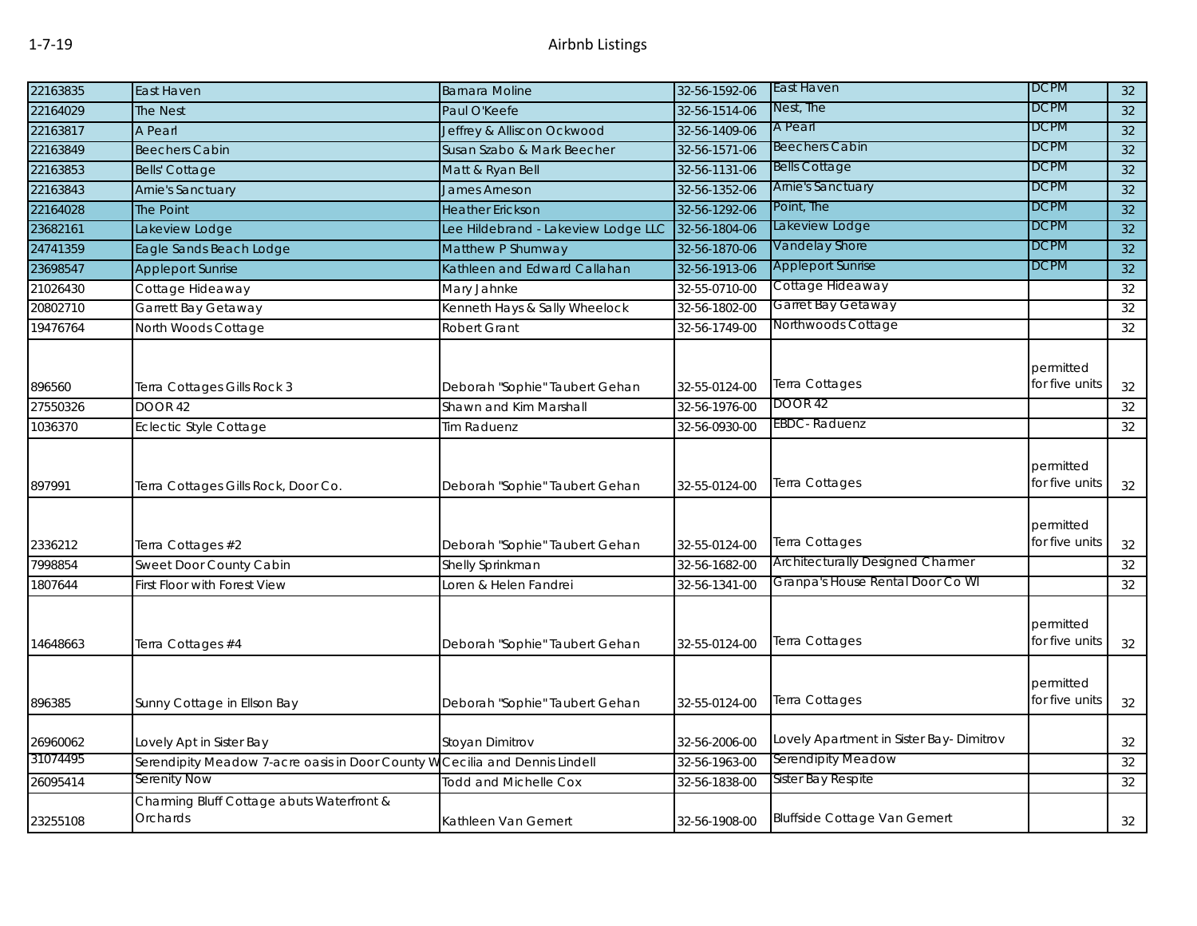| | | | | | | |
|---|---|---|---|---|---|---|
| 22163835 | East Haven | Barnara Moline | 32-56-1592-06 | East Haven | DCPM | 32 |
| 22164029 | The Nest | Paul O'Keefe | 32-56-1514-06 | Nest, The | DCPM | 32 |
| 22163817 | A Pearl | Jeffrey & Alliscon Ockwood | 32-56-1409-06 | A Pearl | DCPM | 32 |
| 22163849 | Beechers Cabin | Susan Szabo & Mark Beecher | 32-56-1571-06 | Beechers Cabin | DCPM | 32 |
| 22163853 | Bells' Cottage | Matt & Ryan Bell | 32-56-1131-06 | Bells Cottage | DCPM | 32 |
| 22163843 | Arnie's Sanctuary | James Arneson | 32-56-1352-06 | Arnie's Sanctuary | DCPM | 32 |
| 22164028 | The Point | Heather Erickson | 32-56-1292-06 | Point, The | DCPM | 32 |
| 23682161 | Lakeview Lodge | Lee Hildebrand - Lakeview Lodge LLC | 32-56-1804-06 | Lakeview Lodge | DCPM | 32 |
| 24741359 | Eagle Sands Beach Lodge | Matthew P Shumway | 32-56-1870-06 | Vandelay Shore | DCPM | 32 |
| 23698547 | Appleport Sunrise | Kathleen and Edward Callahan | 32-56-1913-06 | Appleport Sunrise | DCPM | 32 |
| 21026430 | Cottage Hideaway | Mary Jahnke | 32-55-0710-00 | Cottage Hideaway | | 32 |
| 20802710 | Garrett Bay Getaway | Kenneth Hays & Sally Wheelock | 32-56-1802-00 | Garret Bay Getaway | | 32 |
| 19476764 | North Woods Cottage | Robert Grant | 32-56-1749-00 | Northwoods Cottage | | 32 |
| 896560 | Terra Cottages Gills Rock 3 | Deborah "Sophie" Taubert Gehan | 32-55-0124-00 | Terra Cottages | permitted for five units | 32 |
| 27550326 | DOOR 42 | Shawn and Kim Marshall | 32-56-1976-00 | DOOR 42 | | 32 |
| 1036370 | Eclectic Style Cottage | Tim Raduenz | 32-56-0930-00 | EBDC- Raduenz | | 32 |
| 897991 | Terra Cottages Gills Rock, Door Co. | Deborah "Sophie" Taubert Gehan | 32-55-0124-00 | Terra Cottages | permitted for five units | 32 |
| 2336212 | Terra Cottages #2 | Deborah "Sophie" Taubert Gehan | 32-55-0124-00 | Terra Cottages | permitted for five units | 32 |
| 7998854 | Sweet Door County Cabin | Shelly Sprinkman | 32-56-1682-00 | Architecturally Designed Charmer | | 32 |
| 1807644 | First Floor with Forest View | Loren & Helen Fandrei | 32-56-1341-00 | Granpa's House Rental Door Co WI | | 32 |
| 14648663 | Terra Cottages #4 | Deborah "Sophie" Taubert Gehan | 32-55-0124-00 | Terra Cottages | permitted for five units | 32 |
| 896385 | Sunny Cottage in Ellson Bay | Deborah "Sophie" Taubert Gehan | 32-55-0124-00 | Terra Cottages | permitted for five units | 32 |
| 26960062 | Lovely Apt in Sister Bay | Stoyan Dimitrov | 32-56-2006-00 | Lovely Apartment in Sister Bay- Dimitrov | | 32 |
| 31074495 | Serendipity Meadow 7-acre oasis in Door County W | Cecilia and Dennis Lindell | 32-56-1963-00 | Serendipity Meadow | | 32 |
| 26095414 | Serenity Now | Todd and Michelle Cox | 32-56-1838-00 | Sister Bay Respite | | 32 |
| 23255108 | Charming Bluff Cottage abuts Waterfront & Orchards | Kathleen Van Gemert | 32-56-1908-00 | Bluffside Cottage Van Gemert | | 32 |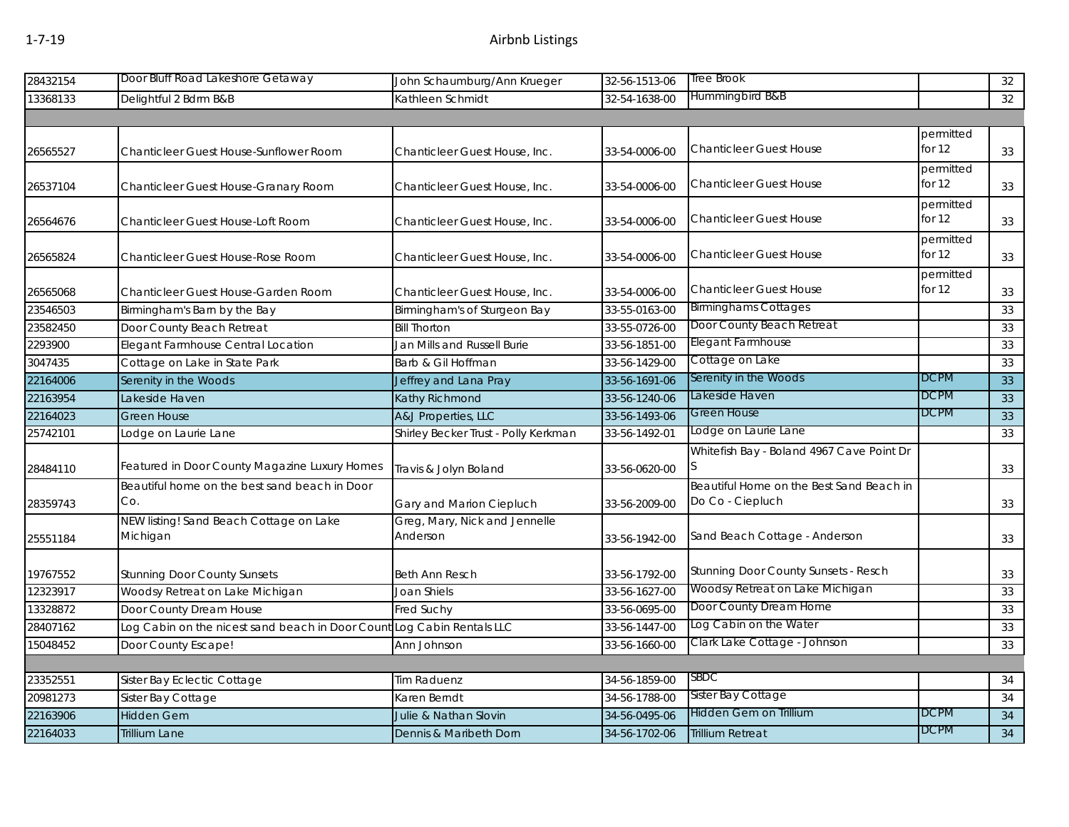| | | | | | | |
|---|---|---|---|---|---|---|
| 28432154 | Door Bluff Road Lakeshore Getaway | John Schaumburg/Ann Krueger | 32-56-1513-06 | Tree Brook | | 32 |
| 13368133 | Delightful 2 Bdrm B&B | Kathleen Schmidt | 32-54-1638-00 | Hummingbird B&B | | 32 |
| | | | | | | |
| 26565527 | Chanticleer Guest House-Sunflower Room | Chanticleer Guest House, Inc. | 33-54-0006-00 | Chanticleer Guest House | permitted for 12 | 33 |
| 26537104 | Chanticleer Guest House-Granary Room | Chanticleer Guest House, Inc. | 33-54-0006-00 | Chanticleer Guest House | permitted for 12 | 33 |
| 26564676 | Chanticleer Guest House-Loft Room | Chanticleer Guest House, Inc. | 33-54-0006-00 | Chanticleer Guest House | permitted for 12 | 33 |
| 26565824 | Chanticleer Guest House-Rose Room | Chanticleer Guest House, Inc. | 33-54-0006-00 | Chanticleer Guest House | permitted for 12 | 33 |
| 26565068 | Chanticleer Guest House-Garden Room | Chanticleer Guest House, Inc. | 33-54-0006-00 | Chanticleer Guest House | permitted for 12 | 33 |
| 23546503 | Birmingham's Barn by the Bay | Birmingham's of Sturgeon Bay | 33-55-0163-00 | Birminghams Cottages | | 33 |
| 23582450 | Door County Beach Retreat | Bill Thorton | 33-55-0726-00 | Door County Beach Retreat | | 33 |
| 2293900 | Elegant Farmhouse Central Location | Jan Mills and Russell Burie | 33-56-1851-00 | Elegant Farmhouse | | 33 |
| 3047435 | Cottage on Lake in State Park | Barb & Gil Hoffman | 33-56-1429-00 | Cottage on Lake | | 33 |
| 22164006 | Serenity in the Woods | Jeffrey and Lana Pray | 33-56-1691-06 | Serenity in the Woods | DCPM | 33 |
| 22163954 | Lakeside Haven | Kathy Richmond | 33-56-1240-06 | Lakeside Haven | DCPM | 33 |
| 22164023 | Green House | A&J Properties, LLC | 33-56-1493-06 | Green House | DCPM | 33 |
| 25742101 | Lodge on Laurie Lane | Shirley Becker Trust - Polly Kerkman | 33-56-1492-01 | Lodge on Laurie Lane | | 33 |
| 28484110 | Featured in Door County Magazine Luxury Homes | Travis & Jolyn Boland | 33-56-0620-00 | Whitefish Bay - Boland 4967 Cave Point Dr S | | 33 |
| 28359743 | Beautiful home on the best sand beach in Door Co. | Gary and Marion Ciepluch | 33-56-2009-00 | Beautiful Home on the Best Sand Beach in Do Co - Ciepluch | | 33 |
| 25551184 | NEW listing! Sand Beach Cottage on Lake Michigan | Greg, Mary, Nick and Jennelle Anderson | 33-56-1942-00 | Sand Beach Cottage - Anderson | | 33 |
| 19767552 | Stunning Door County Sunsets | Beth Ann Resch | 33-56-1792-00 | Stunning Door County Sunsets - Resch | | 33 |
| 12323917 | Woodsy Retreat on Lake Michigan | Joan Shiels | 33-56-1627-00 | Woodsy Retreat on Lake Michigan | | 33 |
| 13328872 | Door County Dream House | Fred Suchy | 33-56-0695-00 | Door County Dream Home | | 33 |
| 28407162 | Log Cabin on the nicest sand beach in Door Count | Log Cabin Rentals LLC | 33-56-1447-00 | Log Cabin on the Water | | 33 |
| 15048452 | Door County Escape! | Ann Johnson | 33-56-1660-00 | Clark Lake Cottage - Johnson | | 33 |
| | | | | | | |
| 23352551 | Sister Bay Eclectic Cottage | Tim Raduenz | 34-56-1859-00 | SBDC | | 34 |
| 20981273 | Sister Bay Cottage | Karen Berndt | 34-56-1788-00 | Sister Bay Cottage | | 34 |
| 22163906 | Hidden Gem | Julie & Nathan Slovin | 34-56-0495-06 | Hidden Gem on Trillium | DCPM | 34 |
| 22164033 | Trillium Lane | Dennis & Maribeth Dorn | 34-56-1702-06 | Trillium Retreat | DCPM | 34 |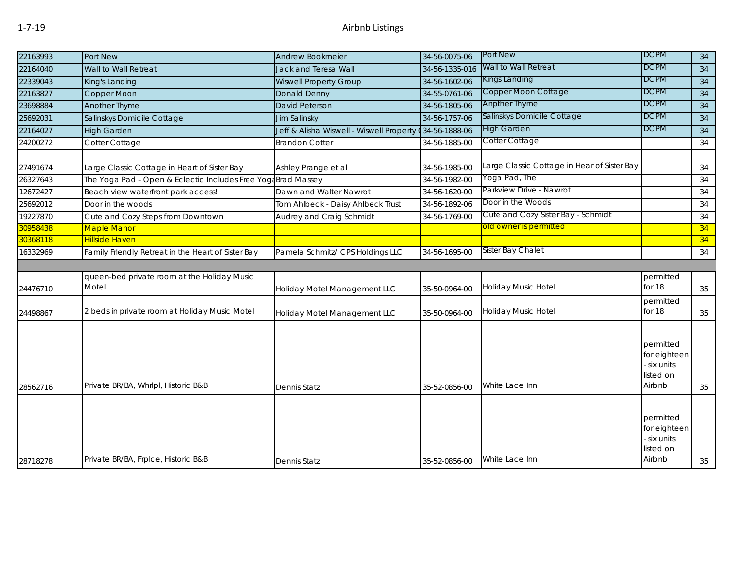1-7-19

# Airbnb Listings

| | | | | | | |
|---|---|---|---|---|---|---|
| 22163993 | Port New | Andrew Bookmeier | 34-56-0075-06 | Port New | DCPM | 34 |
| 22164040 | Wall to Wall Retreat | Jack and Teresa Wall | 34-56-1335-016 | Wall to Wall Retreat | DCPM | 34 |
| 22339043 | King's Landing | Wiswell Property Group | 34-56-1602-06 | Kings Landing | DCPM | 34 |
| 22163827 | Copper Moon | Donald Denny | 34-55-0761-06 | Copper Moon Cottage | DCPM | 34 |
| 23698884 | Another Thyme | David Peterson | 34-56-1805-06 | Anpther Thyme | DCPM | 34 |
| 25692031 | Salinskys Domicile Cottage | Jim Salinsky | 34-56-1757-06 | Salinskys Domicile Cottage | DCPM | 34 |
| 22164027 | High Garden | Jeff & Alisha Wiswell - Wiswell Property ( | 34-56-1888-06 | High Garden | DCPM | 34 |
| 24200272 | Cotter Cottage | Brandon Cotter | 34-56-1885-00 | Cotter Cottage | | 34 |
| 27491674 | Large Classic Cottage in Heart of Sister Bay | Ashley Prange et al | 34-56-1985-00 | Large Classic Cottage in Hear of Sister Bay | | 34 |
| 26327643 | The Yoga Pad - Open & Eclectic Includes Free Yoga | Brad Massey | 34-56-1982-00 | Yoga Pad, The | | 34 |
| 12672427 | Beach view waterfront park access! | Dawn and Walter Nawrot | 34-56-1620-00 | Parkview Drive - Nawrot | | 34 |
| 25692012 | Door in the woods | Tom Ahlbeck - Daisy Ahlbeck Trust | 34-56-1892-06 | Door in the Woods | | 34 |
| 19227870 | Cute and Cozy Steps from Downtown | Audrey and Craig Schmidt | 34-56-1769-00 | Cute and Cozy Sister Bay - Schmidt | | 34 |
| 30958438 | Maple Manor | | | old owner is permitted | | 34 |
| 30368118 | Hillside Haven | | | | | 34 |
| 16332969 | Family Friendly Retreat in the Heart of Sister Bay | Pamela Schmitz/ CPS Holdings LLC | 34-56-1695-00 | Sister Bay Chalet | | 34 |
| | | | | | | |
| 24476710 | queen-bed private room at the Holiday Music Motel | Holiday Motel Management LLC | 35-50-0964-00 | Holiday Music Hotel | permitted for 18 | 35 |
| 24498867 | 2 beds in private room at Holiday Music Motel | Holiday Motel Management LLC | 35-50-0964-00 | Holiday Music Hotel | permitted for 18 | 35 |
| 28562716 | Private BR/BA, Whrlpl, Historic B&B | Dennis Statz | 35-52-0856-00 | White Lace Inn | permitted for eighteen - six units listed on Airbnb | 35 |
| 28718278 | Private BR/BA, Frplce, Historic B&B | Dennis Statz | 35-52-0856-00 | White Lace Inn | permitted for eighteen - six units listed on Airbnb | 35 |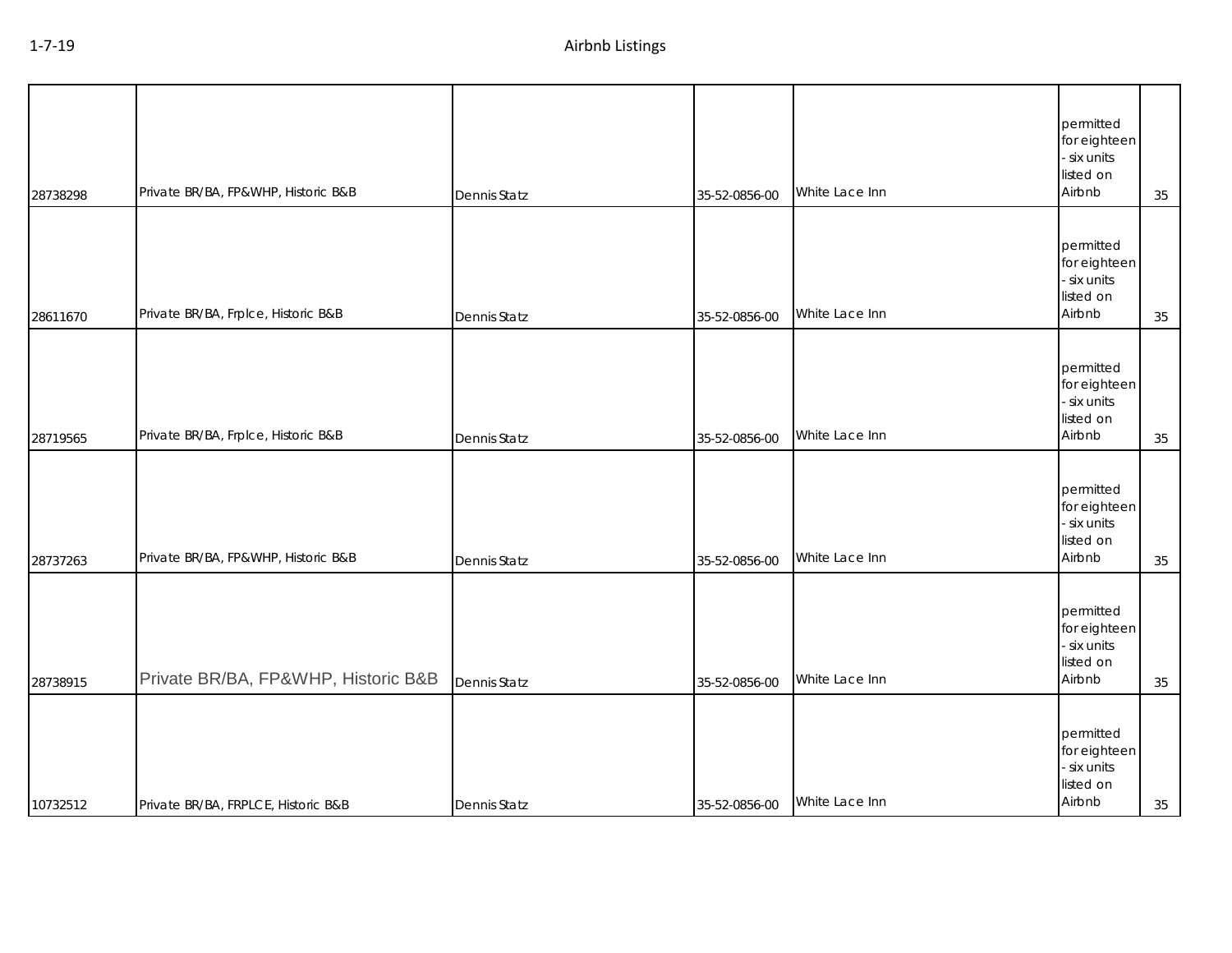| | | | | | | |
|---|---|---|---|---|---|---|
| 28738298 | Private BR/BA, FP&WHP, Historic B&B | Dennis Statz | 35-52-0856-00 | White Lace Inn | permitted for eighteen - six units listed on Airbnb | 35 |
| 28611670 | Private BR/BA, Frplce, Historic B&B | Dennis Statz | 35-52-0856-00 | White Lace Inn | permitted for eighteen - six units listed on Airbnb | 35 |
| 28719565 | Private BR/BA, Frplce, Historic B&B | Dennis Statz | 35-52-0856-00 | White Lace Inn | permitted for eighteen - six units listed on Airbnb | 35 |
| 28737263 | Private BR/BA, FP&WHP, Historic B&B | Dennis Statz | 35-52-0856-00 | White Lace Inn | permitted for eighteen - six units listed on Airbnb | 35 |
| 28738915 | Private BR/BA, FP&WHP, Historic B&B | Dennis Statz | 35-52-0856-00 | White Lace Inn | permitted for eighteen - six units listed on Airbnb | 35 |
| 10732512 | Private BR/BA, FRPLCE, Historic B&B | Dennis Statz | 35-52-0856-00 | White Lace Inn | permitted for eighteen - six units listed on Airbnb | 35 |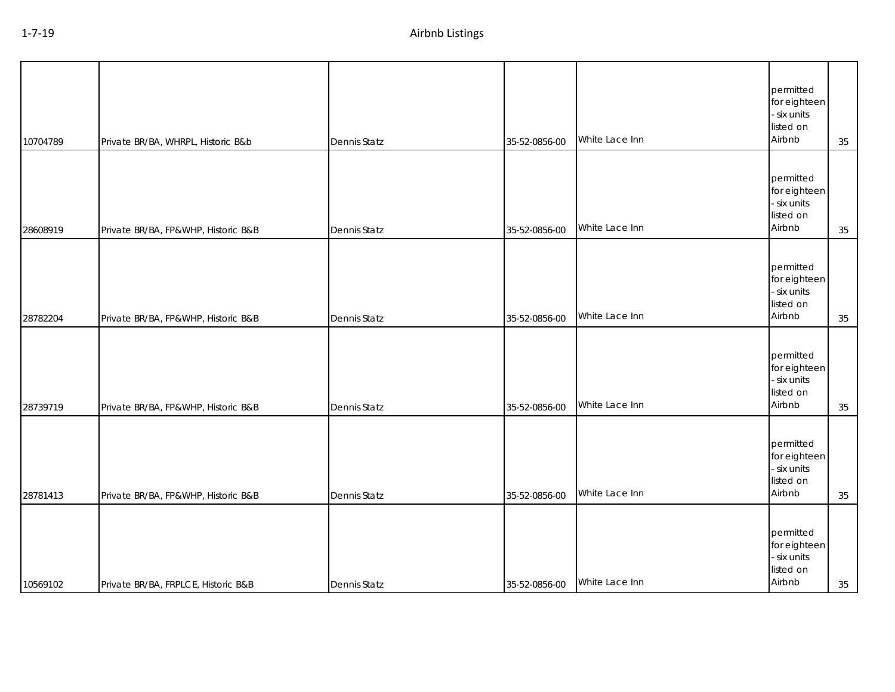| | | | | | | |
|---|---|---|---|---|---|---|
| 10704789 | Private BR/BA, WHRPL, Historic B&b | Dennis Statz | 35-52-0856-00 | White Lace Inn | permitted for eighteen - six units listed on Airbnb | 35 |
| 28608919 | Private BR/BA, FP&WHP, Historic B&B | Dennis Statz | 35-52-0856-00 | White Lace Inn | permitted for eighteen - six units listed on Airbnb | 35 |
| 28782204 | Private BR/BA, FP&WHP, Historic B&B | Dennis Statz | 35-52-0856-00 | White Lace Inn | permitted for eighteen - six units listed on Airbnb | 35 |
| 28739719 | Private BR/BA, FP&WHP, Historic B&B | Dennis Statz | 35-52-0856-00 | White Lace Inn | permitted for eighteen - six units listed on Airbnb | 35 |
| 28781413 | Private BR/BA, FP&WHP, Historic B&B | Dennis Statz | 35-52-0856-00 | White Lace Inn | permitted for eighteen - six units listed on Airbnb | 35 |
| 10569102 | Private BR/BA, FRPLCE, Historic B&B | Dennis Statz | 35-52-0856-00 | White Lace Inn | permitted for eighteen - six units listed on Airbnb | 35 |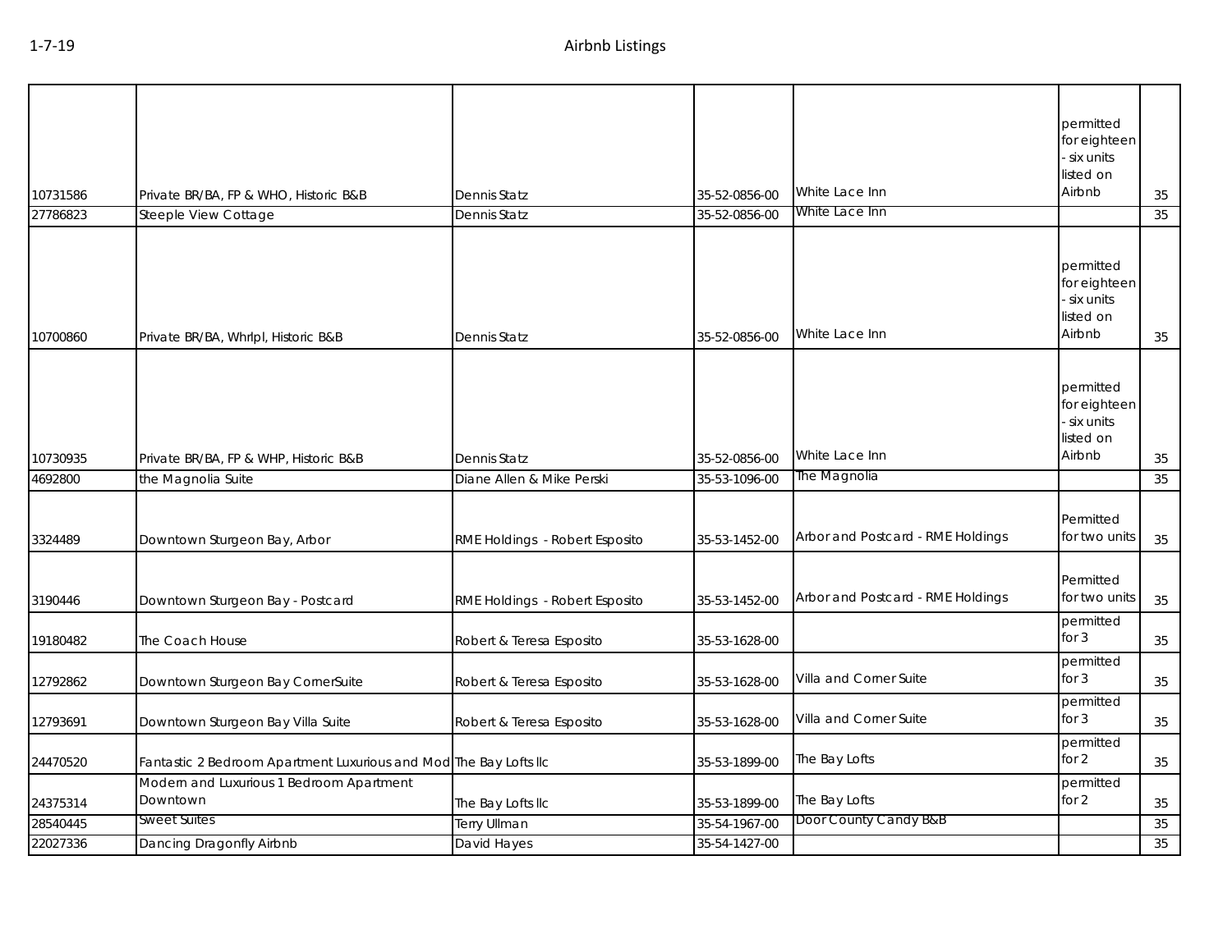| | | | | | | |
|---|---|---|---|---|---|---|
| 10731586 | Private BR/BA, FP & WHO, Historic B&B | Dennis Statz | 35-52-0856-00 | White Lace Inn | permitted for eighteen - six units listed on Airbnb | 35 |
| 27786823 | Steeple View Cottage | Dennis Statz | 35-52-0856-00 | White Lace Inn | | 35 |
| 10700860 | Private BR/BA, Whrlpl, Historic B&B | Dennis Statz | 35-52-0856-00 | White Lace Inn | permitted for eighteen - six units listed on Airbnb | 35 |
| 10730935 | Private BR/BA, FP & WHP, Historic B&B | Dennis Statz | 35-52-0856-00 | White Lace Inn | permitted for eighteen - six units listed on Airbnb | 35 |
| 4692800 | the Magnolia Suite | Diane Allen & Mike Perski | 35-53-1096-00 | The Magnolia | | 35 |
| 3324489 | Downtown Sturgeon Bay, Arbor | RME Holdings - Robert Esposito | 35-53-1452-00 | Arbor and Postcard - RME Holdings | Permitted for two units | 35 |
| 3190446 | Downtown Sturgeon Bay - Postcard | RME Holdings - Robert Esposito | 35-53-1452-00 | Arbor and Postcard - RME Holdings | Permitted for two units | 35 |
| 19180482 | The Coach House | Robert & Teresa Esposito | 35-53-1628-00 | | permitted for 3 | 35 |
| 12792862 | Downtown Sturgeon Bay CornerSuite | Robert & Teresa Esposito | 35-53-1628-00 | Villa and Corner Suite | permitted for 3 | 35 |
| 12793691 | Downtown Sturgeon Bay Villa Suite | Robert & Teresa Esposito | 35-53-1628-00 | Villa and Corner Suite | permitted for 3 | 35 |
| 24470520 | Fantastic 2 Bedroom Apartment Luxurious and Mod | The Bay Lofts llc | 35-53-1899-00 | The Bay Lofts | permitted for 2 | 35 |
| 24375314 | Modern and Luxurious 1 Bedroom Apartment Downtown | The Bay Lofts llc | 35-53-1899-00 | The Bay Lofts | permitted for 2 | 35 |
| 28540445 | Sweet Suites | Terry Ullman | 35-54-1967-00 | Door County Candy B&B | | 35 |
| 22027336 | Dancing Dragonfly Airbnb | David Hayes | 35-54-1427-00 | | | 35 |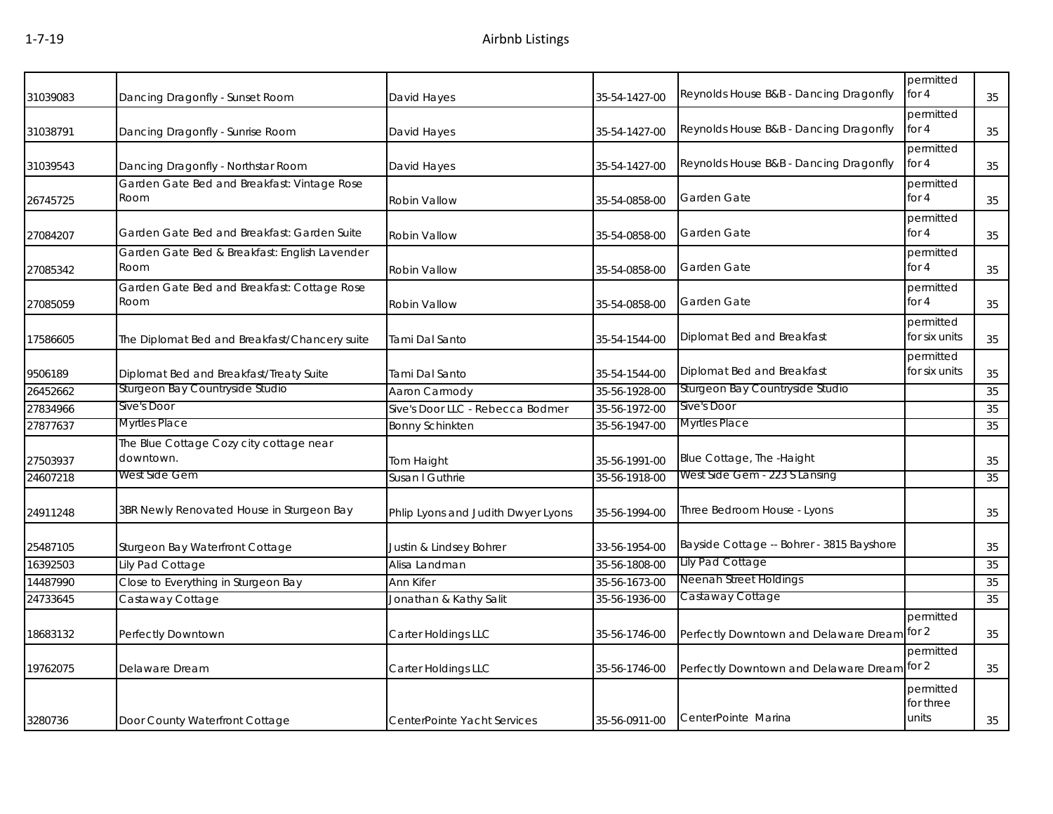| | | | | | | |
|---|---|---|---|---|---|---|
| 31039083 | Dancing Dragonfly - Sunset Room | David Hayes | 35-54-1427-00 | Reynolds House B&B - Dancing Dragonfly | permitted for 4 | 35 |
| 31038791 | Dancing Dragonfly - Sunrise Room | David Hayes | 35-54-1427-00 | Reynolds House B&B - Dancing Dragonfly | permitted for 4 | 35 |
| 31039543 | Dancing Dragonfly - Northstar Room | David Hayes | 35-54-1427-00 | Reynolds House B&B - Dancing Dragonfly | permitted for 4 | 35 |
| 26745725 | Garden Gate Bed and Breakfast: Vintage Rose Room | Robin Vallow | 35-54-0858-00 | Garden Gate | permitted for 4 | 35 |
| 27084207 | Garden Gate Bed and Breakfast: Garden Suite | Robin Vallow | 35-54-0858-00 | Garden Gate | permitted for 4 | 35 |
| 27085342 | Garden Gate Bed & Breakfast: English Lavender Room | Robin Vallow | 35-54-0858-00 | Garden Gate | permitted for 4 | 35 |
| 27085059 | Garden Gate Bed and Breakfast: Cottage Rose Room | Robin Vallow | 35-54-0858-00 | Garden Gate | permitted for 4 | 35 |
| 17586605 | The Diplomat Bed and Breakfast/Chancery suite | Tami Dal Santo | 35-54-1544-00 | Diplomat Bed and Breakfast | permitted for six units | 35 |
| 9506189 | Diplomat Bed and Breakfast/Treaty Suite | Tami Dal Santo | 35-54-1544-00 | Diplomat Bed and Breakfast | permitted for six units | 35 |
| 26452662 | Sturgeon Bay Countryside Studio | Aaron Carmody | 35-56-1928-00 | Sturgeon Bay Countryside Studio | | 35 |
| 27834966 | Sive's Door | Sive's Door LLC - Rebecca Bodmer | 35-56-1972-00 | Sive's Door | | 35 |
| 27877637 | Myrtles Place | Bonny Schinkten | 35-56-1947-00 | Myrtles Place | | 35 |
| 27503937 | The Blue Cottage Cozy city cottage near downtown. | Tom Haight | 35-56-1991-00 | Blue Cottage, The -Haight | | 35 |
| 24607218 | West Side Gem | Susan I Guthrie | 35-56-1918-00 | West Side Gem - 223 S Lansing | | 35 |
| 24911248 | 3BR Newly Renovated House in Sturgeon Bay | Phlip Lyons and Judith Dwyer Lyons | 35-56-1994-00 | Three Bedroom House - Lyons | | 35 |
| 25487105 | Sturgeon Bay Waterfront Cottage | Justin & Lindsey Bohrer | 33-56-1954-00 | Bayside Cottage -- Bohrer - 3815 Bayshore | | 35 |
| 16392503 | Lily Pad Cottage | Alisa Landman | 35-56-1808-00 | Lily Pad Cottage | | 35 |
| 14487990 | Close to Everything in Sturgeon Bay | Ann Kifer | 35-56-1673-00 | Neenah Street Holdings | | 35 |
| 24733645 | Castaway Cottage | Jonathan & Kathy Salit | 35-56-1936-00 | Castaway Cottage | | 35 |
| 18683132 | Perfectly Downtown | Carter Holdings LLC | 35-56-1746-00 | Perfectly Downtown and Delaware Dream | permitted for 2 | 35 |
| 19762075 | Delaware Dream | Carter Holdings LLC | 35-56-1746-00 | Perfectly Downtown and Delaware Dream | permitted for 2 | 35 |
| 3280736 | Door County Waterfront Cottage | CenterPointe Yacht Services | 35-56-0911-00 | CenterPointe Marina | permitted for three units | 35 |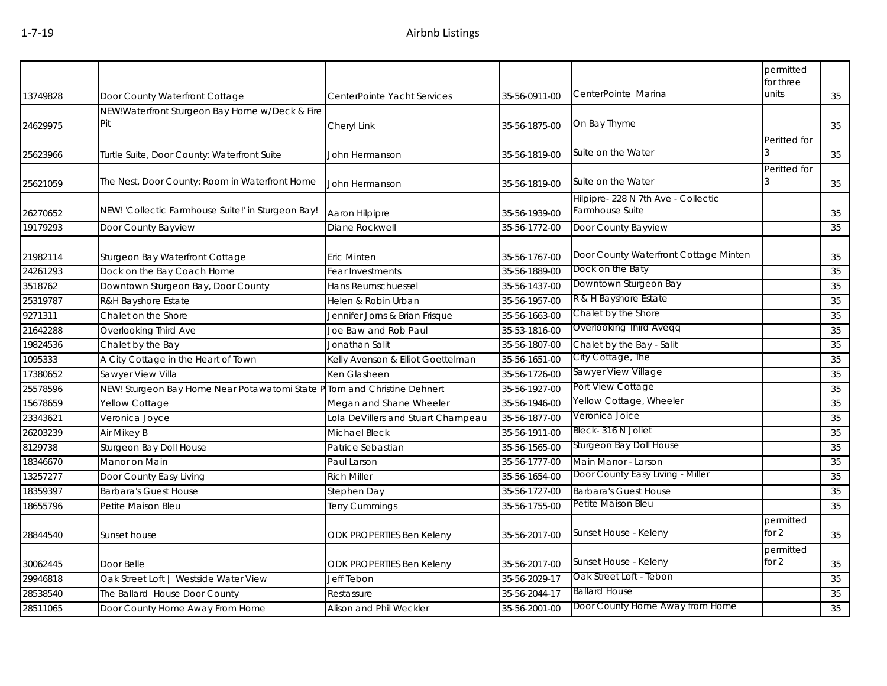| | | | | | | |
|---|---|---|---|---|---|---|
| 13749828 | Door County Waterfront Cottage | CenterPointe Yacht Services | 35-56-0911-00 | CenterPointe Marina | permitted for three units | 35 |
| 24629975 | NEW!Waterfront Sturgeon Bay Home w/Deck & Fire Pit | Cheryl Link | 35-56-1875-00 | On Bay Thyme | | 35 |
| 25623966 | Turtle Suite, Door County: Waterfront Suite | John Hermanson | 35-56-1819-00 | Suite on the Water | Peritted for 3 | 35 |
| 25621059 | The Nest, Door County: Room in Waterfront Home | John Hermanson | 35-56-1819-00 | Suite on the Water | Peritted for 3 | 35 |
| 26270652 | NEW! 'Collectic Farmhouse Suite!' in Sturgeon Bay! | Aaron Hilpipre | 35-56-1939-00 | Hilpipre- 228 N 7th Ave - Collectic Farmhouse Suite | | 35 |
| 19179293 | Door County Bayview | Diane Rockwell | 35-56-1772-00 | Door County Bayview | | 35 |
| 21982114 | Sturgeon Bay Waterfront Cottage | Eric Minten | 35-56-1767-00 | Door County Waterfront Cottage Minten | | 35 |
| 24261293 | Dock on the Bay Coach Home | Fear Investments | 35-56-1889-00 | Dock on the Baty | | 35 |
| 3518762 | Downtown Sturgeon Bay, Door County | Hans Reumschuessel | 35-56-1437-00 | Downtown Sturgeon Bay | | 35 |
| 25319787 | R&H Bayshore Estate | Helen & Robin Urban | 35-56-1957-00 | R & H Bayshore Estate | | 35 |
| 9271311 | Chalet on the Shore | Jennifer Jorns & Brian Frisque | 35-56-1663-00 | Chalet by the Shore | | 35 |
| 21642288 | Overlooking Third Ave | Joe Baw and Rob Paul | 35-53-1816-00 | Overlooking Third Aveqq | | 35 |
| 19824536 | Chalet by the Bay | Jonathan Salit | 35-56-1807-00 | Chalet by the Bay - Salit | | 35 |
| 1095333 | A City Cottage in the Heart of Town | Kelly Avenson & Elliot Goettelman | 35-56-1651-00 | City Cottage, The | | 35 |
| 17380652 | Sawyer View Villa | Ken Glasheen | 35-56-1726-00 | Sawyer View Village | | 35 |
| 25578596 | NEW! Sturgeon Bay Home Near Potawatomi State P | Tom and Christine Dehnert | 35-56-1927-00 | Port View Cottage | | 35 |
| 15678659 | Yellow Cottage | Megan and Shane Wheeler | 35-56-1946-00 | Yellow Cottage, Wheeler | | 35 |
| 23343621 | Veronica Joyce | Lola DeVillers and Stuart Champeau | 35-56-1877-00 | Veronica Joice | | 35 |
| 26203239 | Air Mikey B | Michael Bleck | 35-56-1911-00 | Bleck- 316 N Joliet | | 35 |
| 8129738 | Sturgeon Bay Doll House | Patrice Sebastian | 35-56-1565-00 | Sturgeon Bay Doll House | | 35 |
| 18346670 | Manor on Main | Paul Larson | 35-56-1777-00 | Main Manor - Larson | | 35 |
| 13257277 | Door County Easy Living | Rich Miller | 35-56-1654-00 | Door County Easy Living - Miller | | 35 |
| 18359397 | Barbara's Guest House | Stephen Day | 35-56-1727-00 | Barbara's Guest House | | 35 |
| 18655796 | Petite Maison Bleu | Terry Cummings | 35-56-1755-00 | Petite Maison Bleu | | 35 |
| 28844540 | Sunset house | ODK PROPERTIES Ben Keleny | 35-56-2017-00 | Sunset House - Keleny | permitted for 2 | 35 |
| 30062445 | Door Belle | ODK PROPERTIES Ben Keleny | 35-56-2017-00 | Sunset House - Keleny | permitted for 2 | 35 |
| 29946818 | Oak Street Loft \| Westside Water View | Jeff Tebon | 35-56-2029-17 | Oak Street Loft - Tebon | | 35 |
| 28538540 | The Ballard House Door County | Restassure | 35-56-2044-17 | Ballard House | | 35 |
| 28511065 | Door County Home Away From Home | Alison and Phil Weckler | 35-56-2001-00 | Door County Home Away from Home | | 35 |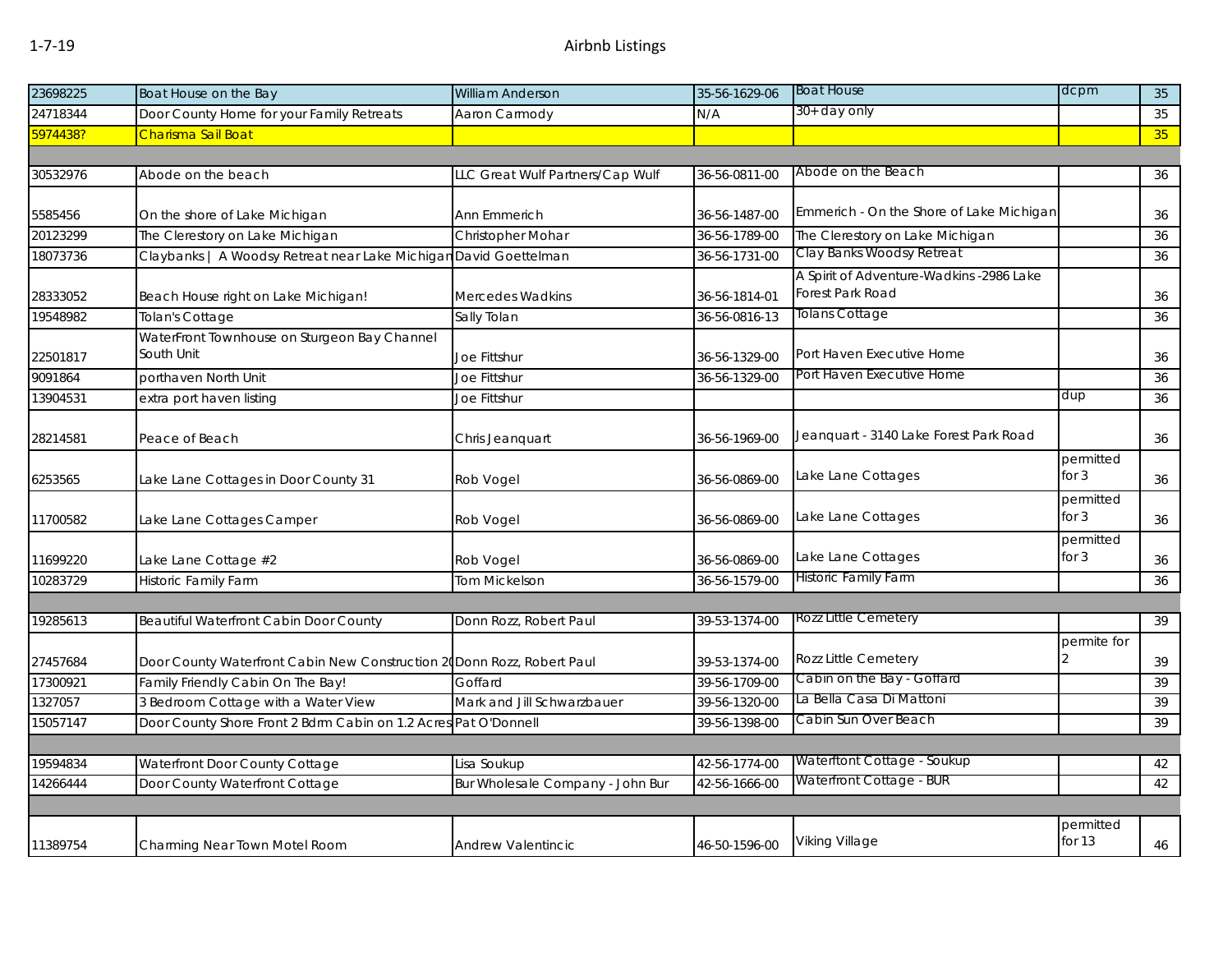| | | | | | | |
|---|---|---|---|---|---|---|
| 23698225 | Boat House on the Bay | William Anderson | 35-56-1629-06 | Boat House | dcpm | 35 |
| 24718344 | Door County Home for your Family Retreats | Aaron Carmody | N/A | 30+ day only | | 35 |
| 5974438? | Charisma Sail Boat | | | | | 35 |
| | | | | | | |
| 30532976 | Abode on the beach | LLC Great Wulf Partners/Cap Wulf | 36-56-0811-00 | Abode on the Beach | | 36 |
| 5585456 | On the shore of Lake Michigan | Ann Emmerich | 36-56-1487-00 | Emmerich - On the Shore of Lake Michigan | | 36 |
| 20123299 | The Clerestory on Lake Michigan | Christopher Mohar | 36-56-1789-00 | The Clerestory on Lake Michigan | | 36 |
| 18073736 | Claybanks \| A Woodsy Retreat near Lake Michigan | David Goettelman | 36-56-1731-00 | Clay Banks Woodsy Retreat | | 36 |
| 28333052 | Beach House right on Lake Michigan! | Mercedes Wadkins | 36-56-1814-01 | A Spirit of Adventure-Wadkins -2986 Lake Forest Park Road | | 36 |
| 19548982 | Tolan's Cottage | Sally Tolan | 36-56-0816-13 | Tolans Cottage | | 36 |
| 22501817 | WaterFront Townhouse on Sturgeon Bay Channel South Unit | Joe Fittshur | 36-56-1329-00 | Port Haven Executive Home | | 36 |
| 9091864 | porthaven North Unit | Joe Fittshur | 36-56-1329-00 | Port Haven Executive Home | | 36 |
| 13904531 | extra port haven listing | Joe Fittshur | | | dup | 36 |
| 28214581 | Peace of Beach | Chris Jeanquart | 36-56-1969-00 | Jeanquart - 3140 Lake Forest Park Road | | 36 |
| 6253565 | Lake Lane Cottages in Door County 31 | Rob Vogel | 36-56-0869-00 | Lake Lane Cottages | permitted for 3 | 36 |
| 11700582 | Lake Lane Cottages Camper | Rob Vogel | 36-56-0869-00 | Lake Lane Cottages | permitted for 3 | 36 |
| 11699220 | Lake Lane Cottage #2 | Rob Vogel | 36-56-0869-00 | Lake Lane Cottages | permitted for 3 | 36 |
| 10283729 | Historic Family Farm | Tom Mickelson | 36-56-1579-00 | Historic Family Farm | | 36 |
| | | | | | | |
| 19285613 | Beautiful Waterfront Cabin Door County | Donn Rozz, Robert Paul | 39-53-1374-00 | Rozz Little Cemetery | | 39 |
| 27457684 | Door County Waterfront Cabin New Construction 20 | Donn Rozz, Robert Paul | 39-53-1374-00 | Rozz Little Cemetery | permite for 2 | 39 |
| 17300921 | Family Friendly Cabin On The Bay! | Goffard | 39-56-1709-00 | Cabin on the Bay - Goffard | | 39 |
| 1327057 | 3 Bedroom Cottage with a Water View | Mark and Jill Schwarzbauer | 39-56-1320-00 | La Bella Casa Di Mattoni | | 39 |
| 15057147 | Door County Shore Front 2 Bdrm Cabin on 1.2 Acres | Pat O'Donnell | 39-56-1398-00 | Cabin Sun Over Beach | | 39 |
| | | | | | | |
| 19594834 | Waterfront Door County Cottage | Lisa Soukup | 42-56-1774-00 | Waterftont Cottage - Soukup | | 42 |
| 14266444 | Door County Waterfront Cottage | Bur Wholesale Company - John Bur | 42-56-1666-00 | Waterfront Cottage - BUR | | 42 |
| | | | | | | |
| 11389754 | Charming Near Town Motel Room | Andrew Valentincic | 46-50-1596-00 | Viking Village | permitted for 13 | 46 |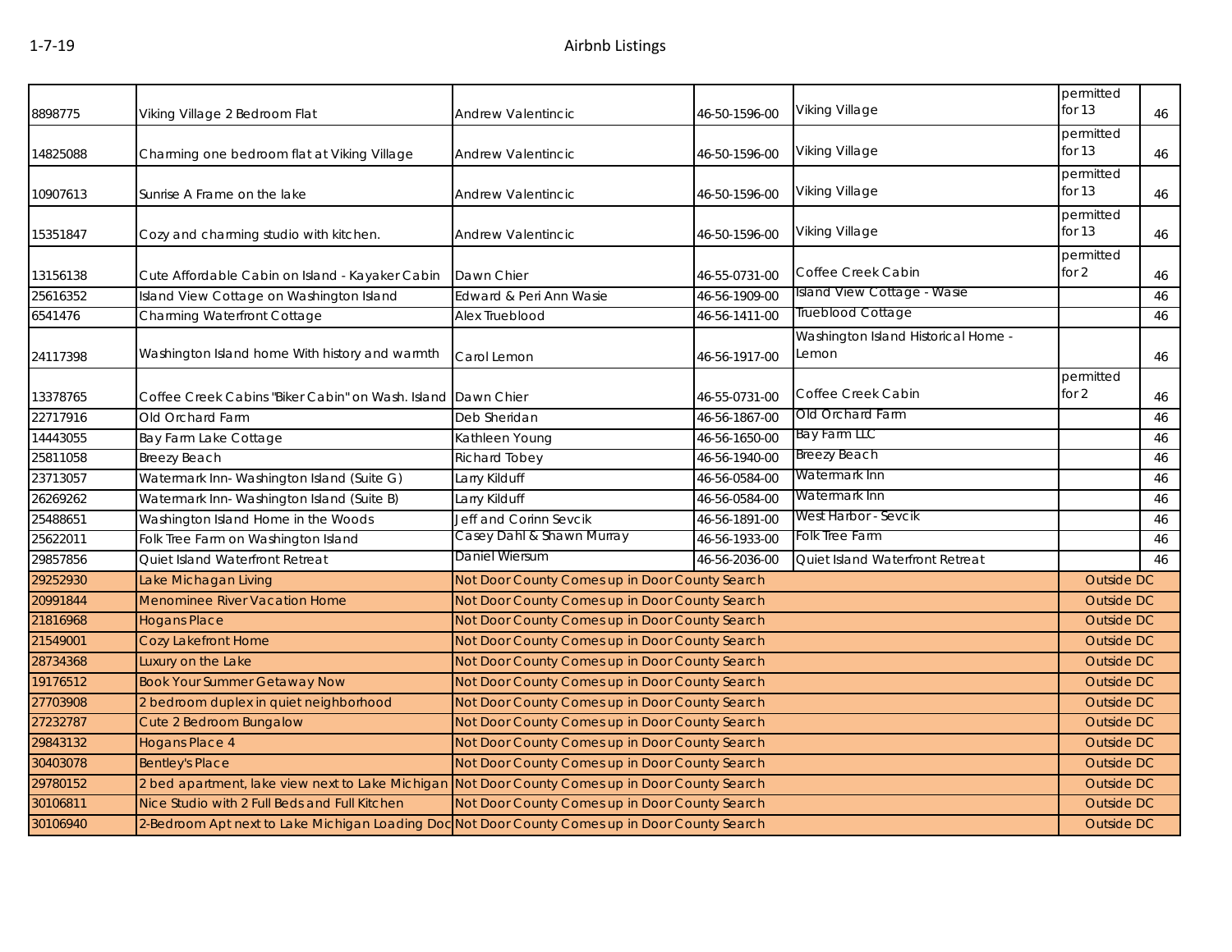| | | | | | | |
|---|---|---|---|---|---|---|
| 8898775 | Viking Village 2 Bedroom Flat | Andrew Valentincic | 46-50-1596-00 | Viking Village | permitted for 13 | 46 |
| 14825088 | Charming one bedroom flat at Viking Village | Andrew Valentincic | 46-50-1596-00 | Viking Village | permitted for 13 | 46 |
| 10907613 | Sunrise A Frame on the lake | Andrew Valentincic | 46-50-1596-00 | Viking Village | permitted for 13 | 46 |
| 15351847 | Cozy and charming studio with kitchen. | Andrew Valentincic | 46-50-1596-00 | Viking Village | permitted for 13 | 46 |
| 13156138 | Cute Affordable Cabin on Island - Kayaker Cabin | Dawn Chier | 46-55-0731-00 | Coffee Creek Cabin | permitted for 2 | 46 |
| 25616352 | Island View Cottage on Washington Island | Edward & Peri Ann Wasie | 46-56-1909-00 | Island View Cottage - Wasie | | 46 |
| 6541476 | Charming Waterfront Cottage | Alex Trueblood | 46-56-1411-00 | Trueblood Cottage | | 46 |
| 24117398 | Washington Island home With history and warmth | Carol Lemon | 46-56-1917-00 | Washington Island Historical Home - Lemon | | 46 |
| 13378765 | Coffee Creek Cabins "Biker Cabin" on Wash. Island | Dawn Chier | 46-55-0731-00 | Coffee Creek Cabin | permitted for 2 | 46 |
| 22717916 | Old Orchard Farm | Deb Sheridan | 46-56-1867-00 | Old Orchard Farm | | 46 |
| 14443055 | Bay Farm Lake Cottage | Kathleen Young | 46-56-1650-00 | Bay Farm LLC | | 46 |
| 25811058 | Breezy Beach | Richard Tobey | 46-56-1940-00 | Breezy Beach | | 46 |
| 23713057 | Watermark Inn- Washington Island (Suite G) | Larry Kilduff | 46-56-0584-00 | Watermark Inn | | 46 |
| 26269262 | Watermark Inn- Washington Island (Suite B) | Larry Kilduff | 46-56-0584-00 | Watermark Inn | | 46 |
| 25488651 | Washington Island Home in the Woods | Jeff and Corinn Sevcik | 46-56-1891-00 | West Harbor - Sevcik | | 46 |
| 25622011 | Folk Tree Farm on Washington Island | Casey Dahl & Shawn Murray | 46-56-1933-00 | Folk Tree Farm | | 46 |
| 29857856 | Quiet Island Waterfront Retreat | Daniel Wiersum | 46-56-2036-00 | Quiet Island Waterfront Retreat | | 46 |
| 29252930 | Lake Michagan Living | Not Door County Comes up in Door County Search | | | Outside DC | |
| 20991844 | Menominee River Vacation Home | Not Door County Comes up in Door County Search | | | Outside DC | |
| 21816968 | Hogans Place | Not Door County Comes up in Door County Search | | | Outside DC | |
| 21549001 | Cozy Lakefront Home | Not Door County Comes up in Door County Search | | | Outside DC | |
| 28734368 | Luxury on the Lake | Not Door County Comes up in Door County Search | | | Outside DC | |
| 19176512 | Book Your Summer Getaway Now | Not Door County Comes up in Door County Search | | | Outside DC | |
| 27703908 | 2 bedroom duplex in quiet neighborhood | Not Door County Comes up in Door County Search | | | Outside DC | |
| 27232787 | Cute 2 Bedroom Bungalow | Not Door County Comes up in Door County Search | | | Outside DC | |
| 29843132 | Hogans Place 4 | Not Door County Comes up in Door County Search | | | Outside DC | |
| 30403078 | Bentley's Place | Not Door County Comes up in Door County Search | | | Outside DC | |
| 29780152 | 2 bed apartment, lake view next to Lake Michigan | Not Door County Comes up in Door County Search | | | Outside DC | |
| 30106811 | Nice Studio with 2 Full Beds and Full Kitchen | Not Door County Comes up in Door County Search | | | Outside DC | |
| 30106940 | 2-Bedroom Apt next to Lake Michigan Loading Doc | Not Door County Comes up in Door County Search | | | Outside DC | |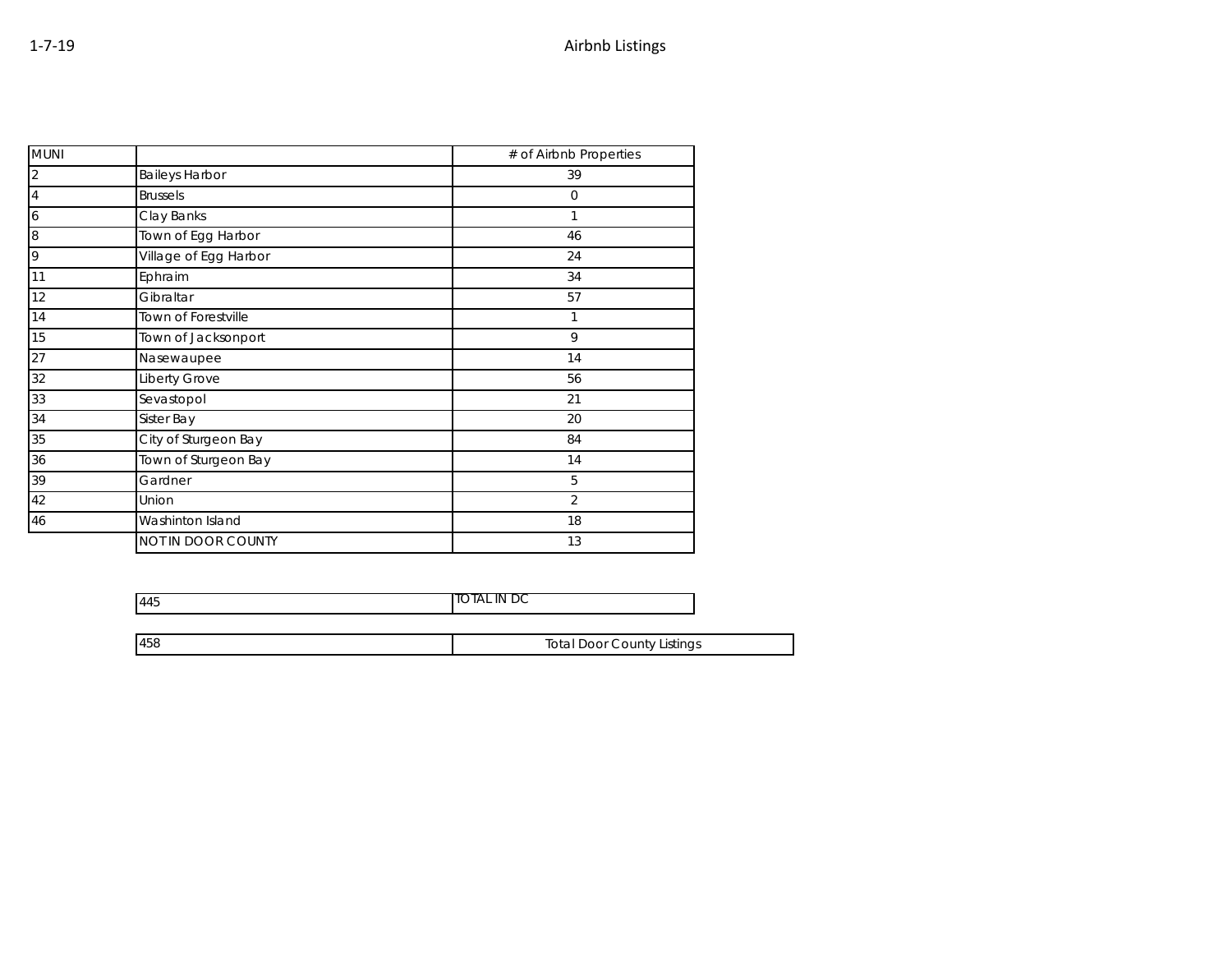1-7-19

# Airbnb Listings

| MUNI | | # of Airbnb Properties |
|---|---|---|
| 2 | Baileys Harbor | 39 |
| 4 | Brussels | 0 |
| 6 | Clay Banks | 1 |
| 8 | Town of Egg Harbor | 46 |
| 9 | Village of Egg Harbor | 24 |
| 11 | Ephraim | 34 |
| 12 | Gibraltar | 57 |
| 14 | Town of Forestville | 1 |
| 15 | Town of Jacksonport | 9 |
| 27 | Nasewaupee | 14 |
| 32 | Liberty Grove | 56 |
| 33 | Sevastopol | 21 |
| 34 | Sister Bay | 20 |
| 35 | City of Sturgeon Bay | 84 |
| 36 | Town of Sturgeon Bay | 14 |
| 39 | Gardner | 5 |
| 42 | Union | 2 |
| 46 | Washinton Island | 18 |
| | NOT IN DOOR COUNTY | 13 |

| | |
|---|---|
| 445 | TOTAL IN DC |
| 458 | Total Door County Listings |